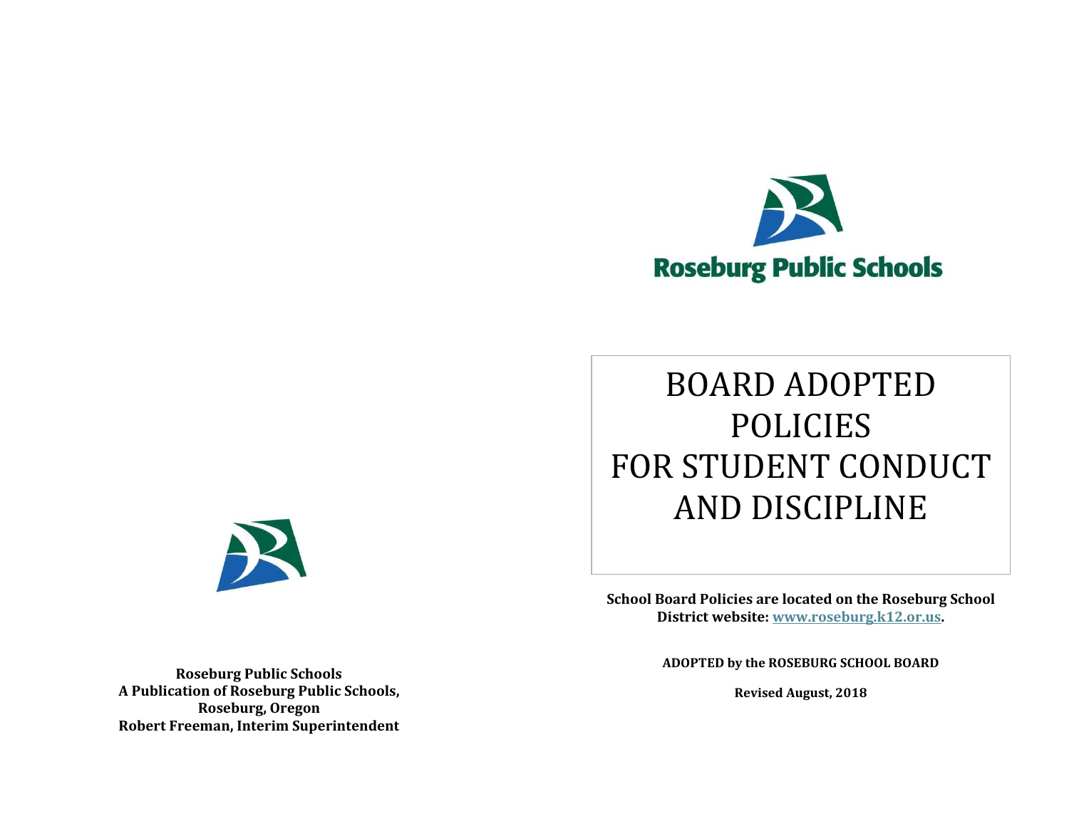Roseburg Public Schools

# BOARD ADOPTED POLICIES FOR STUDENT CONDUCT AND DISCIPLINE

**School Board Policies are located on the Roseburg School District website: www.roseburg.k12.or.us.**

**ADOPTED by the ROSEBURG SCHOOL BOARD**

**Revised August, 2018**

**Roseburg Public Schools**
**A Publication of Roseburg Public Schools, Roseburg, Oregon**
**Robert Freeman, Interim Superintendent**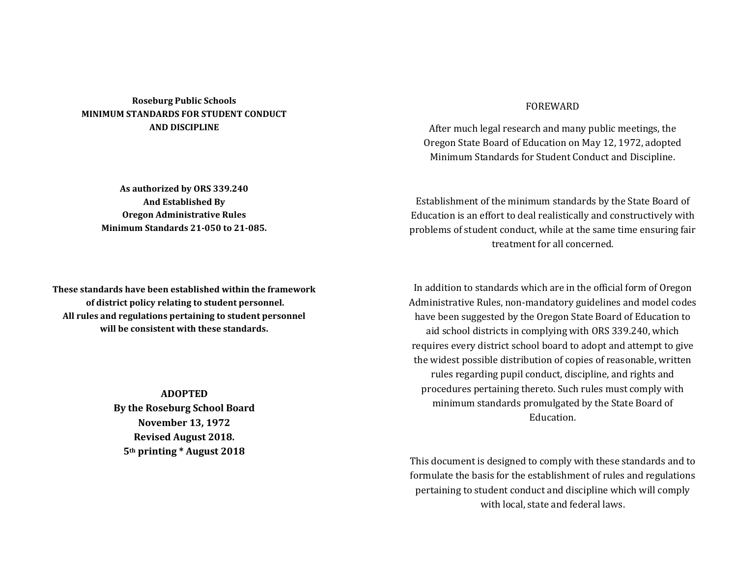**Roseburg Public Schools**
**MINIMUM STANDARDS FOR STUDENT CONDUCT AND DISCIPLINE**

**As authorized by ORS 339.240**
**And Established By**
**Oregon Administrative Rules**
**Minimum Standards 21-050 to 21-085.**

**These standards have been established within the framework of district policy relating to student personnel. All rules and regulations pertaining to student personnel will be consistent with these standards.**

**ADOPTED**
**By the Roseburg School Board**
**November 13, 1972**
**Revised August 2018.**
**5th printing * August 2018**

## FOREWARD

After much legal research and many public meetings, the Oregon State Board of Education on May 12, 1972, adopted Minimum Standards for Student Conduct and Discipline.

Establishment of the minimum standards by the State Board of Education is an effort to deal realistically and constructively with problems of student conduct, while at the same time ensuring fair treatment for all concerned.

In addition to standards which are in the official form of Oregon Administrative Rules, non-mandatory guidelines and model codes have been suggested by the Oregon State Board of Education to aid school districts in complying with ORS 339.240, which requires every district school board to adopt and attempt to give the widest possible distribution of copies of reasonable, written rules regarding pupil conduct, discipline, and rights and procedures pertaining thereto. Such rules must comply with minimum standards promulgated by the State Board of Education.

This document is designed to comply with these standards and to formulate the basis for the establishment of rules and regulations pertaining to student conduct and discipline which will comply with local, state and federal laws.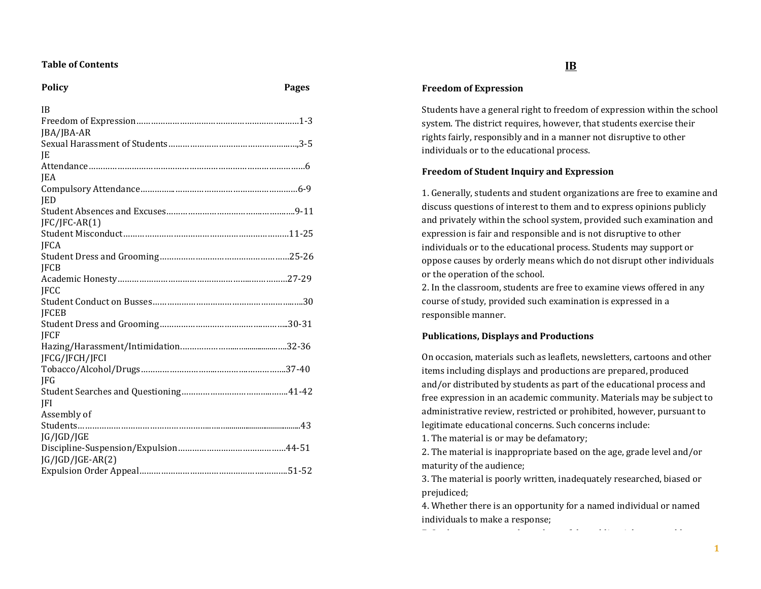**Table of Contents**

| Policy | Pages |
|---|---|
| IB Freedom of Expression | 1-3 |
| JBA/JBA-AR Sexual Harassment of Students | 3-5 |
| JE Attendance | 6 |
| JEA Compulsory Attendance | 6-9 |
| JED Student Absences and Excuses | 9-11 |
| JFC/JFC-AR(1) Student Misconduct | 11-25 |
| JFCA Student Dress and Grooming | 25-26 |
| JFCB Academic Honesty | 27-29 |
| JFCC Student Conduct on Busses | 30 |
| JFCEB Student Dress and Grooming | 30-31 |
| JFCF Hazing/Harassment/Intimidation | 32-36 |
| JFCG/JFCH/JFCI Tobacco/Alcohol/Drugs | 37-40 |
| JFG Student Searches and Questioning | 41-42 |
| JFI Assembly of Students | 43 |
| JG/JGD/JGE Discipline-Suspension/Expulsion | 44-51 |
| JG/JGD/JGE-AR(2) Expulsion Order Appeal | 51-52 |

# IB

**Freedom of Expression**

Students have a general right to freedom of expression within the school system. The district requires, however, that students exercise their rights fairly, responsibly and in a manner not disruptive to other individuals or to the educational process.

**Freedom of Student Inquiry and Expression**

1. Generally, students and student organizations are free to examine and discuss questions of interest to them and to express opinions publicly and privately within the school system, provided such examination and expression is fair and responsible and is not disruptive to other individuals or to the educational process. Students may support or oppose causes by orderly means which do not disrupt other individuals or the operation of the school.
2. In the classroom, students are free to examine views offered in any course of study, provided such examination is expressed in a responsible manner.

**Publications, Displays and Productions**

On occasion, materials such as leaflets, newsletters, cartoons and other items including displays and productions are prepared, produced and/or distributed by students as part of the educational process and free expression in an academic community. Materials may be subject to administrative review, restricted or prohibited, however, pursuant to legitimate educational concerns. Such concerns include:

1. The material is or may be defamatory;
2. The material is inappropriate based on the age, grade level and/or maturity of the audience;
3. The material is poorly written, inadequately researched, biased or prejudiced;
4. Whether there is an opportunity for a named individual or named individuals to make a response;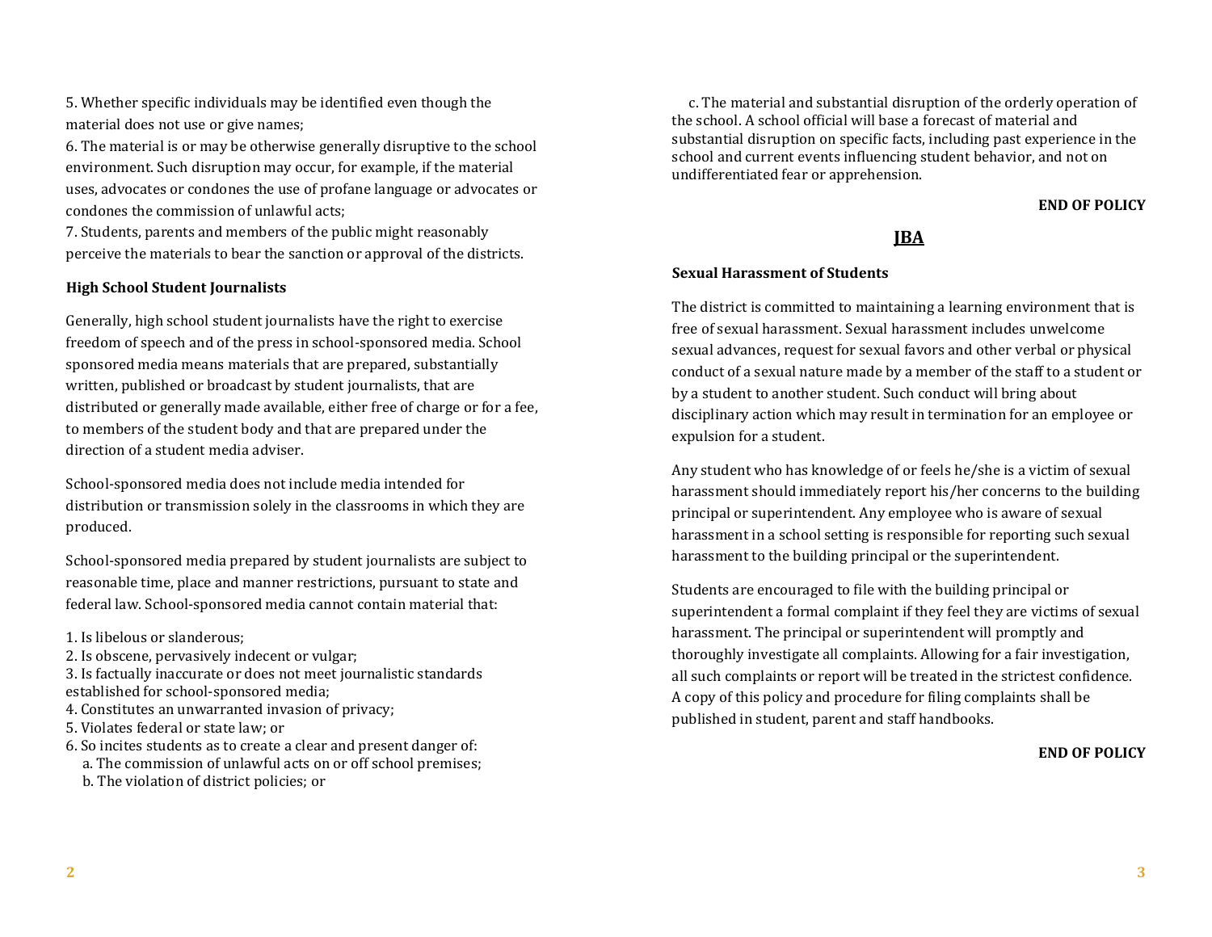5. Whether specific individuals may be identified even though the material does not use or give names;
6. The material is or may be otherwise generally disruptive to the school environment. Such disruption may occur, for example, if the material uses, advocates or condones the use of profane language or advocates or condones the commission of unlawful acts;
7. Students, parents and members of the public might reasonably perceive the materials to bear the sanction or approval of the districts.

**High School Student Journalists**

Generally, high school student journalists have the right to exercise freedom of speech and of the press in school-sponsored media. School sponsored media means materials that are prepared, substantially written, published or broadcast by student journalists, that are distributed or generally made available, either free of charge or for a fee, to members of the student body and that are prepared under the direction of a student media adviser.

School-sponsored media does not include media intended for distribution or transmission solely in the classrooms in which they are produced.

School-sponsored media prepared by student journalists are subject to reasonable time, place and manner restrictions, pursuant to state and federal law. School-sponsored media cannot contain material that:

1. Is libelous or slanderous;
2. Is obscene, pervasively indecent or vulgar;
3. Is factually inaccurate or does not meet journalistic standards established for school-sponsored media;
4. Constitutes an unwarranted invasion of privacy;
5. Violates federal or state law; or
6. So incites students as to create a clear and present danger of:
   a. The commission of unlawful acts on or off school premises;
   b. The violation of district policies; or
   c. The material and substantial disruption of the orderly operation of the school. A school official will base a forecast of material and substantial disruption on specific facts, including past experience in the school and current events influencing student behavior, and not on undifferentiated fear or apprehension.

**END OF POLICY**

## JBA

**Sexual Harassment of Students**

The district is committed to maintaining a learning environment that is free of sexual harassment. Sexual harassment includes unwelcome sexual advances, request for sexual favors and other verbal or physical conduct of a sexual nature made by a member of the staff to a student or by a student to another student. Such conduct will bring about disciplinary action which may result in termination for an employee or expulsion for a student.

Any student who has knowledge of or feels he/she is a victim of sexual harassment should immediately report his/her concerns to the building principal or superintendent. Any employee who is aware of sexual harassment in a school setting is responsible for reporting such sexual harassment to the building principal or the superintendent.

Students are encouraged to file with the building principal or superintendent a formal complaint if they feel they are victims of sexual harassment. The principal or superintendent will promptly and thoroughly investigate all complaints. Allowing for a fair investigation, all such complaints or report will be treated in the strictest confidence. A copy of this policy and procedure for filing complaints shall be published in student, parent and staff handbooks.

**END OF POLICY**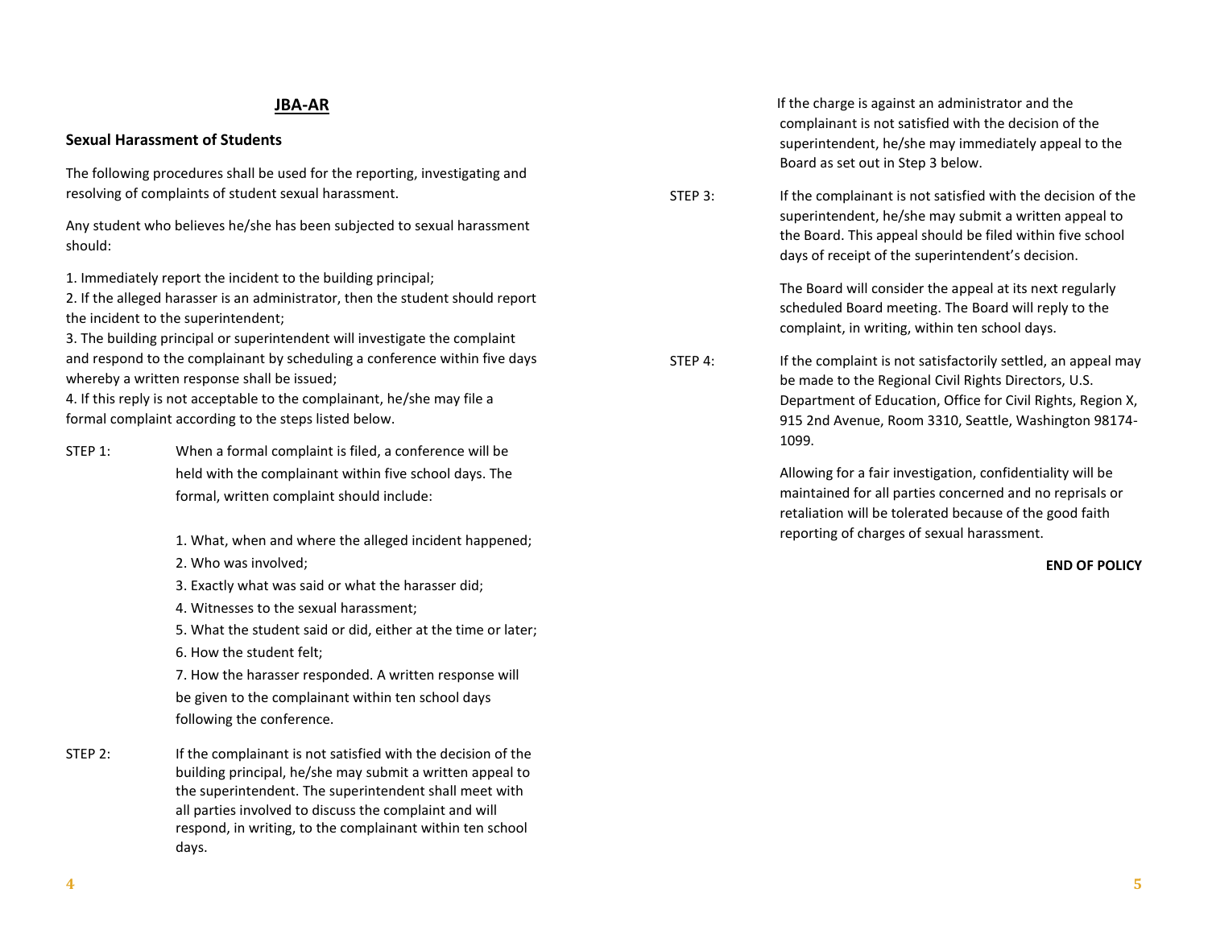## JBA-AR

### Sexual Harassment of Students

The following procedures shall be used for the reporting, investigating and resolving of complaints of student sexual harassment.

Any student who believes he/she has been subjected to sexual harassment should:

1. Immediately report the incident to the building principal;
2. If the alleged harasser is an administrator, then the student should report the incident to the superintendent;
3. The building principal or superintendent will investigate the complaint and respond to the complainant by scheduling a conference within five days whereby a written response shall be issued;
4. If this reply is not acceptable to the complainant, he/she may file a formal complaint according to the steps listed below.

STEP 1: When a formal complaint is filed, a conference will be held with the complainant within five school days. The formal, written complaint should include:

1. What, when and where the alleged incident happened;
2. Who was involved;
3. Exactly what was said or what the harasser did;
4. Witnesses to the sexual harassment;
5. What the student said or did, either at the time or later;
6. How the student felt;
7. How the harasser responded. A written response will be given to the complainant within ten school days following the conference.

STEP 2: If the complainant is not satisfied with the decision of the building principal, he/she may submit a written appeal to the superintendent. The superintendent shall meet with all parties involved to discuss the complaint and will respond, in writing, to the complainant within ten school days.

If the charge is against an administrator and the complainant is not satisfied with the decision of the superintendent, he/she may immediately appeal to the Board as set out in Step 3 below.

STEP 3: If the complainant is not satisfied with the decision of the superintendent, he/she may submit a written appeal to the Board. This appeal should be filed within five school days of receipt of the superintendent's decision.

The Board will consider the appeal at its next regularly scheduled Board meeting. The Board will reply to the complaint, in writing, within ten school days.

STEP 4: If the complaint is not satisfactorily settled, an appeal may be made to the Regional Civil Rights Directors, U.S. Department of Education, Office for Civil Rights, Region X, 915 2nd Avenue, Room 3310, Seattle, Washington 98174-1099.

Allowing for a fair investigation, confidentiality will be maintained for all parties concerned and no reprisals or retaliation will be tolerated because of the good faith reporting of charges of sexual harassment.

**END OF POLICY**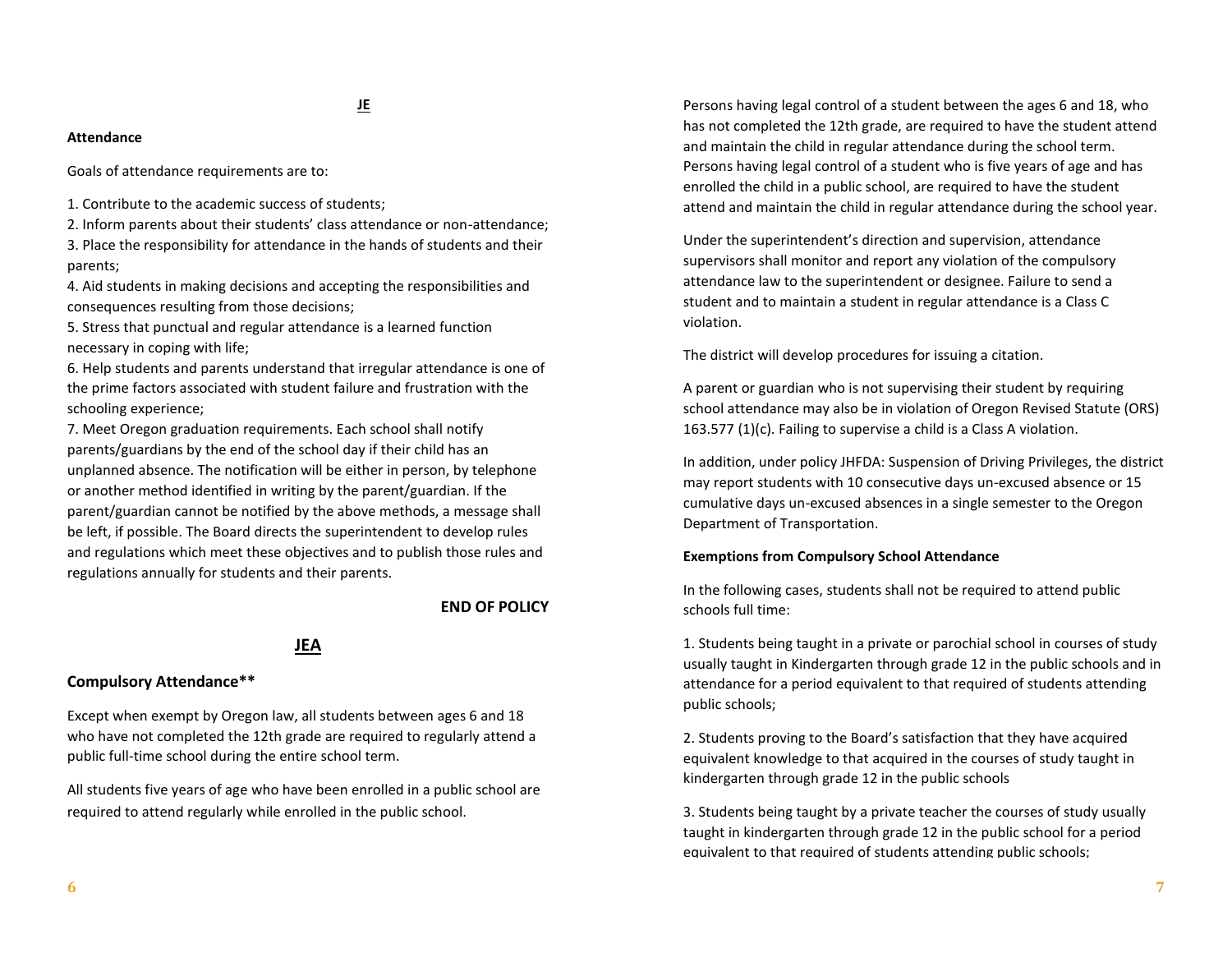## JE

**Attendance**

Goals of attendance requirements are to:

1. Contribute to the academic success of students;
2. Inform parents about their students' class attendance or non-attendance;
3. Place the responsibility for attendance in the hands of students and their parents;
4. Aid students in making decisions and accepting the responsibilities and consequences resulting from those decisions;
5. Stress that punctual and regular attendance is a learned function necessary in coping with life;
6. Help students and parents understand that irregular attendance is one of the prime factors associated with student failure and frustration with the schooling experience;
7. Meet Oregon graduation requirements. Each school shall notify parents/guardians by the end of the school day if their child has an unplanned absence. The notification will be either in person, by telephone or another method identified in writing by the parent/guardian. If the parent/guardian cannot be notified by the above methods, a message shall be left, if possible. The Board directs the superintendent to develop rules and regulations which meet these objectives and to publish those rules and regulations annually for students and their parents.

**END OF POLICY**

## JEA

### Compulsory Attendance**

Except when exempt by Oregon law, all students between ages 6 and 18 who have not completed the 12th grade are required to regularly attend a public full-time school during the entire school term.

All students five years of age who have been enrolled in a public school are required to attend regularly while enrolled in the public school.

Persons having legal control of a student between the ages 6 and 18, who has not completed the 12th grade, are required to have the student attend and maintain the child in regular attendance during the school term. Persons having legal control of a student who is five years of age and has enrolled the child in a public school, are required to have the student attend and maintain the child in regular attendance during the school year.

Under the superintendent's direction and supervision, attendance supervisors shall monitor and report any violation of the compulsory attendance law to the superintendent or designee. Failure to send a student and to maintain a student in regular attendance is a Class C violation.

The district will develop procedures for issuing a citation.

A parent or guardian who is not supervising their student by requiring school attendance may also be in violation of Oregon Revised Statute (ORS) 163.577 (1)(c). Failing to supervise a child is a Class A violation.

In addition, under policy JHFDA: Suspension of Driving Privileges, the district may report students with 10 consecutive days un-excused absence or 15 cumulative days un-excused absences in a single semester to the Oregon Department of Transportation.

**Exemptions from Compulsory School Attendance**

In the following cases, students shall not be required to attend public schools full time:

1. Students being taught in a private or parochial school in courses of study usually taught in Kindergarten through grade 12 in the public schools and in attendance for a period equivalent to that required of students attending public schools;

2. Students proving to the Board's satisfaction that they have acquired equivalent knowledge to that acquired in the courses of study taught in kindergarten through grade 12 in the public schools

3. Students being taught by a private teacher the courses of study usually taught in kindergarten through grade 12 in the public school for a period equivalent to that required of students attending public schools;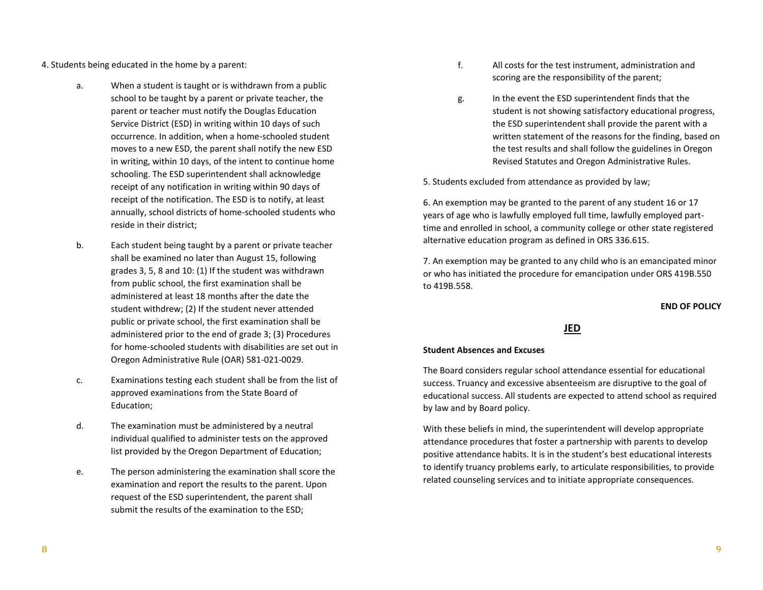4. Students being educated in the home by a parent:

a. When a student is taught or is withdrawn from a public school to be taught by a parent or private teacher, the parent or teacher must notify the Douglas Education Service District (ESD) in writing within 10 days of such occurrence. In addition, when a home-schooled student moves to a new ESD, the parent shall notify the new ESD in writing, within 10 days, of the intent to continue home schooling. The ESD superintendent shall acknowledge receipt of any notification in writing within 90 days of receipt of the notification. The ESD is to notify, at least annually, school districts of home-schooled students who reside in their district;

b. Each student being taught by a parent or private teacher shall be examined no later than August 15, following grades 3, 5, 8 and 10: (1) If the student was withdrawn from public school, the first examination shall be administered at least 18 months after the date the student withdrew; (2) If the student never attended public or private school, the first examination shall be administered prior to the end of grade 3; (3) Procedures for home-schooled students with disabilities are set out in Oregon Administrative Rule (OAR) 581-021-0029.

c. Examinations testing each student shall be from the list of approved examinations from the State Board of Education;

d. The examination must be administered by a neutral individual qualified to administer tests on the approved list provided by the Oregon Department of Education;

e. The person administering the examination shall score the examination and report the results to the parent. Upon request of the ESD superintendent, the parent shall submit the results of the examination to the ESD;

f. All costs for the test instrument, administration and scoring are the responsibility of the parent;

g. In the event the ESD superintendent finds that the student is not showing satisfactory educational progress, the ESD superintendent shall provide the parent with a written statement of the reasons for the finding, based on the test results and shall follow the guidelines in Oregon Revised Statutes and Oregon Administrative Rules.

5. Students excluded from attendance as provided by law;

6. An exemption may be granted to the parent of any student 16 or 17 years of age who is lawfully employed full time, lawfully employed part-time and enrolled in school, a community college or other state registered alternative education program as defined in ORS 336.615.

7. An exemption may be granted to any child who is an emancipated minor or who has initiated the procedure for emancipation under ORS 419B.550 to 419B.558.

**END OF POLICY**

## JED

**Student Absences and Excuses**

The Board considers regular school attendance essential for educational success. Truancy and excessive absenteeism are disruptive to the goal of educational success. All students are expected to attend school as required by law and by Board policy.

With these beliefs in mind, the superintendent will develop appropriate attendance procedures that foster a partnership with parents to develop positive attendance habits. It is in the student's best educational interests to identify truancy problems early, to articulate responsibilities, to provide related counseling services and to initiate appropriate consequences.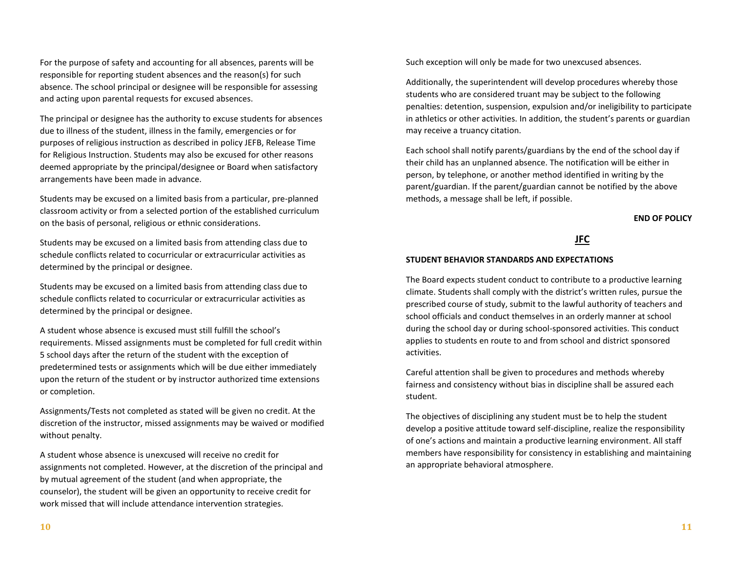For the purpose of safety and accounting for all absences, parents will be responsible for reporting student absences and the reason(s) for such absence. The school principal or designee will be responsible for assessing and acting upon parental requests for excused absences.

The principal or designee has the authority to excuse students for absences due to illness of the student, illness in the family, emergencies or for purposes of religious instruction as described in policy JEFB, Release Time for Religious Instruction. Students may also be excused for other reasons deemed appropriate by the principal/designee or Board when satisfactory arrangements have been made in advance.

Students may be excused on a limited basis from a particular, pre-planned classroom activity or from a selected portion of the established curriculum on the basis of personal, religious or ethnic considerations.

Students may be excused on a limited basis from attending class due to schedule conflicts related to cocurricular or extracurricular activities as determined by the principal or designee.

Students may be excused on a limited basis from attending class due to schedule conflicts related to cocurricular or extracurricular activities as determined by the principal or designee.

A student whose absence is excused must still fulfill the school's requirements. Missed assignments must be completed for full credit within 5 school days after the return of the student with the exception of predetermined tests or assignments which will be due either immediately upon the return of the student or by instructor authorized time extensions or completion.

Assignments/Tests not completed as stated will be given no credit. At the discretion of the instructor, missed assignments may be waived or modified without penalty.

A student whose absence is unexcused will receive no credit for assignments not completed. However, at the discretion of the principal and by mutual agreement of the student (and when appropriate, the counselor), the student will be given an opportunity to receive credit for work missed that will include attendance intervention strategies.

Such exception will only be made for two unexcused absences.

Additionally, the superintendent will develop procedures whereby those students who are considered truant may be subject to the following penalties: detention, suspension, expulsion and/or ineligibility to participate in athletics or other activities. In addition, the student's parents or guardian may receive a truancy citation.

Each school shall notify parents/guardians by the end of the school day if their child has an unplanned absence. The notification will be either in person, by telephone, or another method identified in writing by the parent/guardian. If the parent/guardian cannot be notified by the above methods, a message shall be left, if possible.

**END OF POLICY**

## JFC

### STUDENT BEHAVIOR STANDARDS AND EXPECTATIONS

The Board expects student conduct to contribute to a productive learning climate. Students shall comply with the district's written rules, pursue the prescribed course of study, submit to the lawful authority of teachers and school officials and conduct themselves in an orderly manner at school during the school day or during school-sponsored activities. This conduct applies to students en route to and from school and district sponsored activities.

Careful attention shall be given to procedures and methods whereby fairness and consistency without bias in discipline shall be assured each student.

The objectives of disciplining any student must be to help the student develop a positive attitude toward self-discipline, realize the responsibility of one's actions and maintain a productive learning environment. All staff members have responsibility for consistency in establishing and maintaining an appropriate behavioral atmosphere.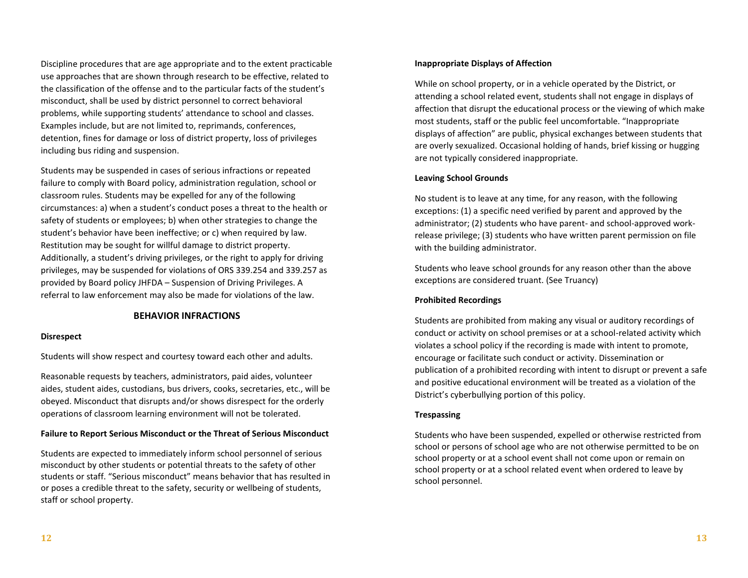Discipline procedures that are age appropriate and to the extent practicable use approaches that are shown through research to be effective, related to the classification of the offense and to the particular facts of the student's misconduct, shall be used by district personnel to correct behavioral problems, while supporting students' attendance to school and classes. Examples include, but are not limited to, reprimands, conferences, detention, fines for damage or loss of district property, loss of privileges including bus riding and suspension.

Students may be suspended in cases of serious infractions or repeated failure to comply with Board policy, administration regulation, school or classroom rules. Students may be expelled for any of the following circumstances: a) when a student's conduct poses a threat to the health or safety of students or employees; b) when other strategies to change the student's behavior have been ineffective; or c) when required by law. Restitution may be sought for willful damage to district property. Additionally, a student's driving privileges, or the right to apply for driving privileges, may be suspended for violations of ORS 339.254 and 339.257 as provided by Board policy JHFDA – Suspension of Driving Privileges. A referral to law enforcement may also be made for violations of the law.

## BEHAVIOR INFRACTIONS

**Disrespect**

Students will show respect and courtesy toward each other and adults.

Reasonable requests by teachers, administrators, paid aides, volunteer aides, student aides, custodians, bus drivers, cooks, secretaries, etc., will be obeyed. Misconduct that disrupts and/or shows disrespect for the orderly operations of classroom learning environment will not be tolerated.

**Failure to Report Serious Misconduct or the Threat of Serious Misconduct**

Students are expected to immediately inform school personnel of serious misconduct by other students or potential threats to the safety of other students or staff. "Serious misconduct" means behavior that has resulted in or poses a credible threat to the safety, security or wellbeing of students, staff or school property.

**Inappropriate Displays of Affection**

While on school property, or in a vehicle operated by the District, or attending a school related event, students shall not engage in displays of affection that disrupt the educational process or the viewing of which make most students, staff or the public feel uncomfortable. "Inappropriate displays of affection" are public, physical exchanges between students that are overly sexualized. Occasional holding of hands, brief kissing or hugging are not typically considered inappropriate.

**Leaving School Grounds**

No student is to leave at any time, for any reason, with the following exceptions: (1) a specific need verified by parent and approved by the administrator; (2) students who have parent- and school-approved work-release privilege; (3) students who have written parent permission on file with the building administrator.

Students who leave school grounds for any reason other than the above exceptions are considered truant. (See Truancy)

**Prohibited Recordings**

Students are prohibited from making any visual or auditory recordings of conduct or activity on school premises or at a school-related activity which violates a school policy if the recording is made with intent to promote, encourage or facilitate such conduct or activity. Dissemination or publication of a prohibited recording with intent to disrupt or prevent a safe and positive educational environment will be treated as a violation of the District's cyberbullying portion of this policy.

**Trespassing**

Students who have been suspended, expelled or otherwise restricted from school or persons of school age who are not otherwise permitted to be on school property or at a school event shall not come upon or remain on school property or at a school related event when ordered to leave by school personnel.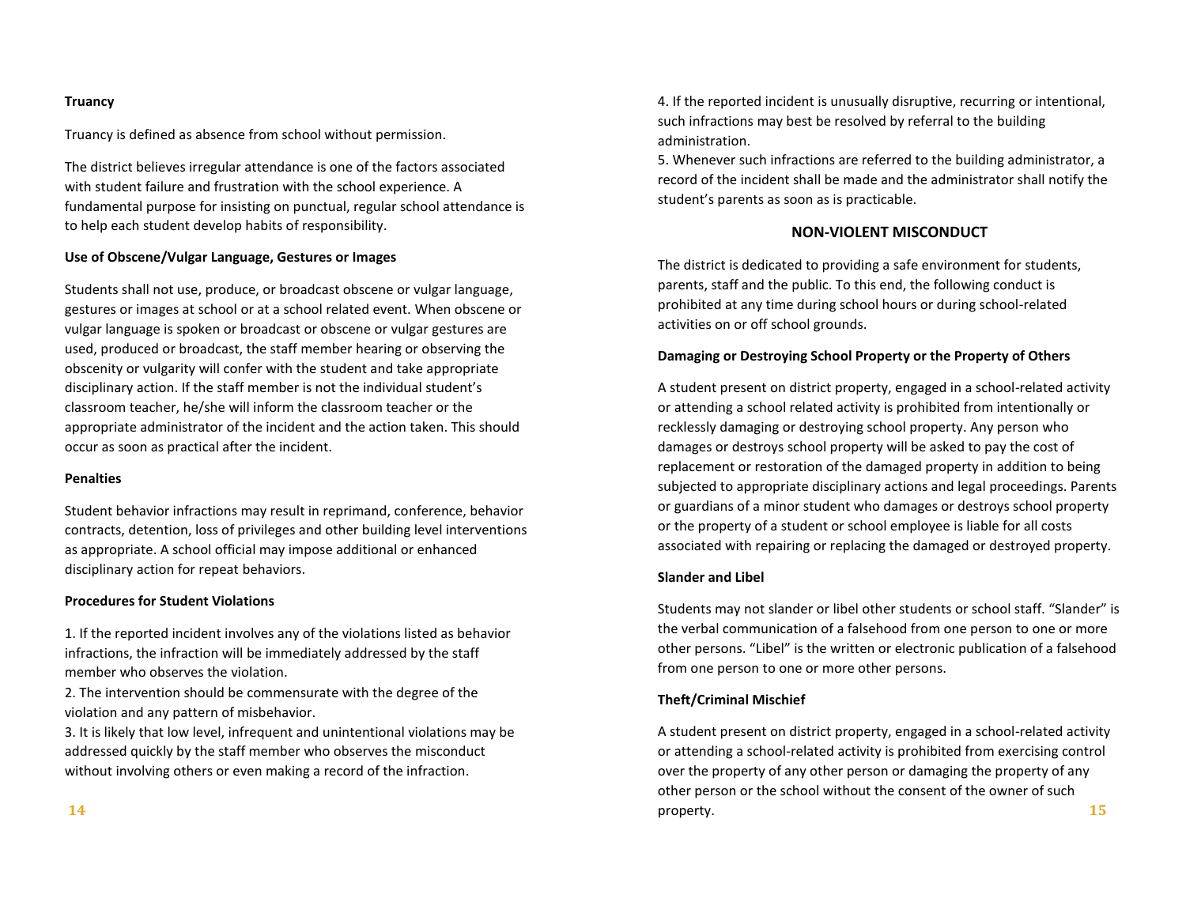**Truancy**

Truancy is defined as absence from school without permission.

The district believes irregular attendance is one of the factors associated with student failure and frustration with the school experience. A fundamental purpose for insisting on punctual, regular school attendance is to help each student develop habits of responsibility.

**Use of Obscene/Vulgar Language, Gestures or Images**

Students shall not use, produce, or broadcast obscene or vulgar language, gestures or images at school or at a school related event. When obscene or vulgar language is spoken or broadcast or obscene or vulgar gestures are used, produced or broadcast, the staff member hearing or observing the obscenity or vulgarity will confer with the student and take appropriate disciplinary action. If the staff member is not the individual student's classroom teacher, he/she will inform the classroom teacher or the appropriate administrator of the incident and the action taken. This should occur as soon as practical after the incident.

**Penalties**

Student behavior infractions may result in reprimand, conference, behavior contracts, detention, loss of privileges and other building level interventions as appropriate. A school official may impose additional or enhanced disciplinary action for repeat behaviors.

**Procedures for Student Violations**

1. If the reported incident involves any of the violations listed as behavior infractions, the infraction will be immediately addressed by the staff member who observes the violation.
2. The intervention should be commensurate with the degree of the violation and any pattern of misbehavior.
3. It is likely that low level, infrequent and unintentional violations may be addressed quickly by the staff member who observes the misconduct without involving others or even making a record of the infraction.
4. If the reported incident is unusually disruptive, recurring or intentional, such infractions may best be resolved by referral to the building administration.
5. Whenever such infractions are referred to the building administrator, a record of the incident shall be made and the administrator shall notify the student's parents as soon as is practicable.

## NON-VIOLENT MISCONDUCT

The district is dedicated to providing a safe environment for students, parents, staff and the public. To this end, the following conduct is prohibited at any time during school hours or during school-related activities on or off school grounds.

**Damaging or Destroying School Property or the Property of Others**

A student present on district property, engaged in a school-related activity or attending a school related activity is prohibited from intentionally or recklessly damaging or destroying school property. Any person who damages or destroys school property will be asked to pay the cost of replacement or restoration of the damaged property in addition to being subjected to appropriate disciplinary actions and legal proceedings. Parents or guardians of a minor student who damages or destroys school property or the property of a student or school employee is liable for all costs associated with repairing or replacing the damaged or destroyed property.

**Slander and Libel**

Students may not slander or libel other students or school staff. "Slander" is the verbal communication of a falsehood from one person to one or more other persons. "Libel" is the written or electronic publication of a falsehood from one person to one or more other persons.

**Theft/Criminal Mischief**

A student present on district property, engaged in a school-related activity or attending a school-related activity is prohibited from exercising control over the property of any other person or damaging the property of any other person or the school without the consent of the owner of such property.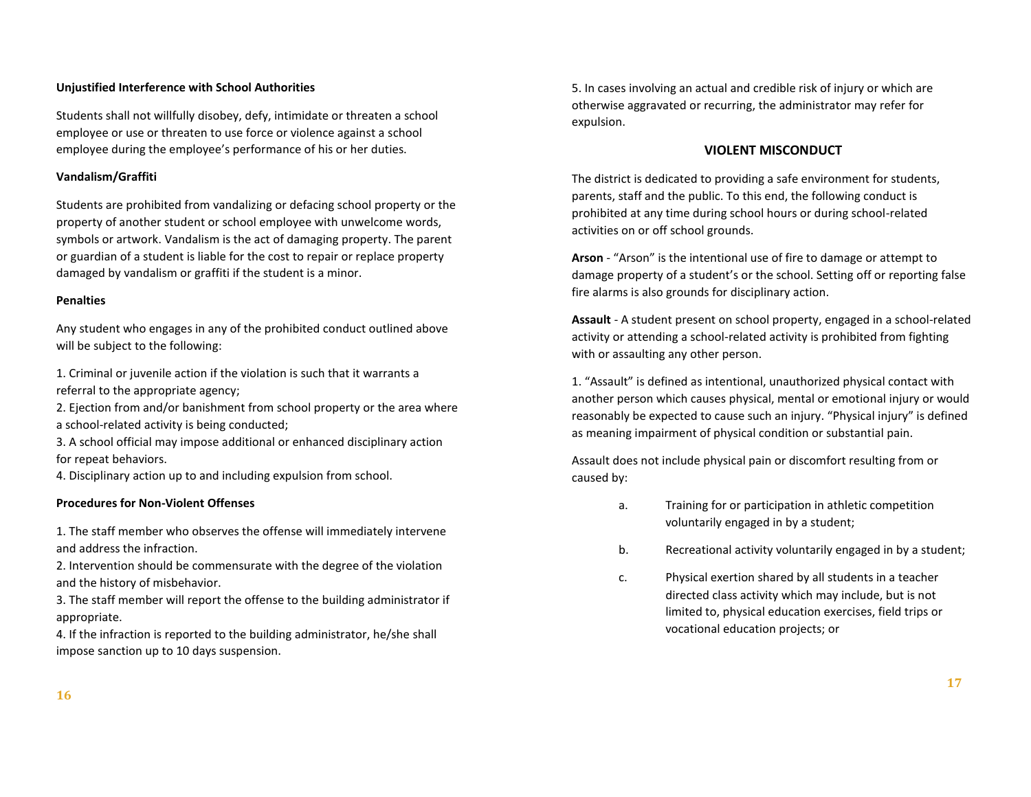**Unjustified Interference with School Authorities**

Students shall not willfully disobey, defy, intimidate or threaten a school employee or use or threaten to use force or violence against a school employee during the employee's performance of his or her duties.

**Vandalism/Graffiti**

Students are prohibited from vandalizing or defacing school property or the property of another student or school employee with unwelcome words, symbols or artwork. Vandalism is the act of damaging property. The parent or guardian of a student is liable for the cost to repair or replace property damaged by vandalism or graffiti if the student is a minor.

**Penalties**

Any student who engages in any of the prohibited conduct outlined above will be subject to the following:

1. Criminal or juvenile action if the violation is such that it warrants a referral to the appropriate agency;
2. Ejection from and/or banishment from school property or the area where a school-related activity is being conducted;
3. A school official may impose additional or enhanced disciplinary action for repeat behaviors.
4. Disciplinary action up to and including expulsion from school.

**Procedures for Non-Violent Offenses**

1. The staff member who observes the offense will immediately intervene and address the infraction.
2. Intervention should be commensurate with the degree of the violation and the history of misbehavior.
3. The staff member will report the offense to the building administrator if appropriate.
4. If the infraction is reported to the building administrator, he/she shall impose sanction up to 10 days suspension.
5. In cases involving an actual and credible risk of injury or which are otherwise aggravated or recurring, the administrator may refer for expulsion.

## VIOLENT MISCONDUCT

The district is dedicated to providing a safe environment for students, parents, staff and the public. To this end, the following conduct is prohibited at any time during school hours or during school-related activities on or off school grounds.

**Arson** - "Arson" is the intentional use of fire to damage or attempt to damage property of a student's or the school. Setting off or reporting false fire alarms is also grounds for disciplinary action.

**Assault** - A student present on school property, engaged in a school-related activity or attending a school-related activity is prohibited from fighting with or assaulting any other person.

1. "Assault" is defined as intentional, unauthorized physical contact with another person which causes physical, mental or emotional injury or would reasonably be expected to cause such an injury. "Physical injury" is defined as meaning impairment of physical condition or substantial pain.

Assault does not include physical pain or discomfort resulting from or caused by:

a. Training for or participation in athletic competition voluntarily engaged in by a student;

b. Recreational activity voluntarily engaged in by a student;

c. Physical exertion shared by all students in a teacher directed class activity which may include, but is not limited to, physical education exercises, field trips or vocational education projects; or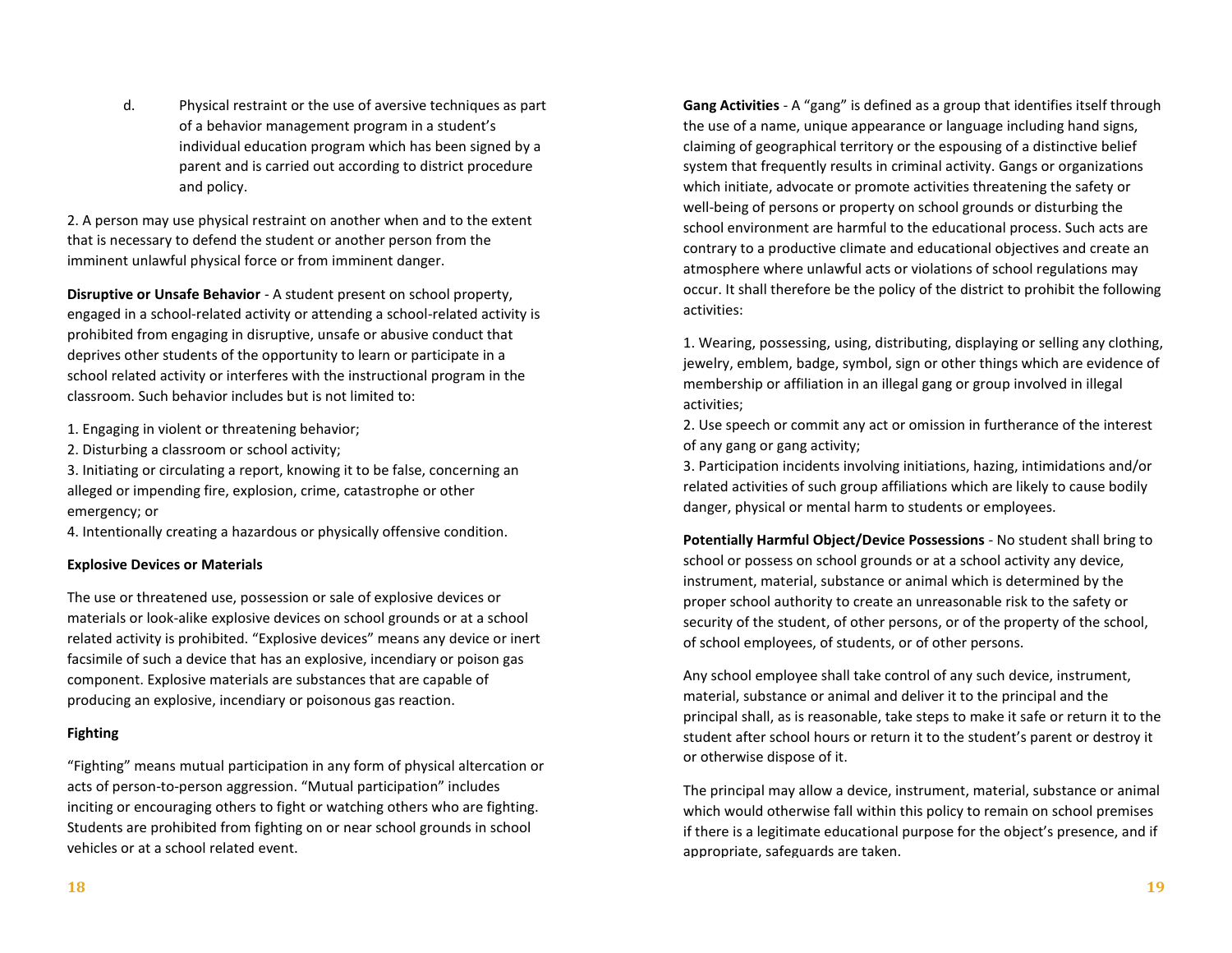d. Physical restraint or the use of aversive techniques as part of a behavior management program in a student's individual education program which has been signed by a parent and is carried out according to district procedure and policy.

2. A person may use physical restraint on another when and to the extent that is necessary to defend the student or another person from the imminent unlawful physical force or from imminent danger.

**Disruptive or Unsafe Behavior** - A student present on school property, engaged in a school-related activity or attending a school-related activity is prohibited from engaging in disruptive, unsafe or abusive conduct that deprives other students of the opportunity to learn or participate in a school related activity or interferes with the instructional program in the classroom. Such behavior includes but is not limited to:

1. Engaging in violent or threatening behavior;
2. Disturbing a classroom or school activity;
3. Initiating or circulating a report, knowing it to be false, concerning an alleged or impending fire, explosion, crime, catastrophe or other emergency; or
4. Intentionally creating a hazardous or physically offensive condition.

**Explosive Devices or Materials**

The use or threatened use, possession or sale of explosive devices or materials or look-alike explosive devices on school grounds or at a school related activity is prohibited. "Explosive devices" means any device or inert facsimile of such a device that has an explosive, incendiary or poison gas component. Explosive materials are substances that are capable of producing an explosive, incendiary or poisonous gas reaction.

**Fighting**

"Fighting" means mutual participation in any form of physical altercation or acts of person-to-person aggression. "Mutual participation" includes inciting or encouraging others to fight or watching others who are fighting. Students are prohibited from fighting on or near school grounds in school vehicles or at a school related event.

**Gang Activities** - A "gang" is defined as a group that identifies itself through the use of a name, unique appearance or language including hand signs, claiming of geographical territory or the espousing of a distinctive belief system that frequently results in criminal activity. Gangs or organizations which initiate, advocate or promote activities threatening the safety or well-being of persons or property on school grounds or disturbing the school environment are harmful to the educational process. Such acts are contrary to a productive climate and educational objectives and create an atmosphere where unlawful acts or violations of school regulations may occur. It shall therefore be the policy of the district to prohibit the following activities:

1. Wearing, possessing, using, distributing, displaying or selling any clothing, jewelry, emblem, badge, symbol, sign or other things which are evidence of membership or affiliation in an illegal gang or group involved in illegal activities;
2. Use speech or commit any act or omission in furtherance of the interest of any gang or gang activity;
3. Participation incidents involving initiations, hazing, intimidations and/or related activities of such group affiliations which are likely to cause bodily danger, physical or mental harm to students or employees.

**Potentially Harmful Object/Device Possessions** - No student shall bring to school or possess on school grounds or at a school activity any device, instrument, material, substance or animal which is determined by the proper school authority to create an unreasonable risk to the safety or security of the student, of other persons, or of the property of the school, of school employees, of students, or of other persons.

Any school employee shall take control of any such device, instrument, material, substance or animal and deliver it to the principal and the principal shall, as is reasonable, take steps to make it safe or return it to the student after school hours or return it to the student's parent or destroy it or otherwise dispose of it.

The principal may allow a device, instrument, material, substance or animal which would otherwise fall within this policy to remain on school premises if there is a legitimate educational purpose for the object's presence, and if appropriate, safeguards are taken.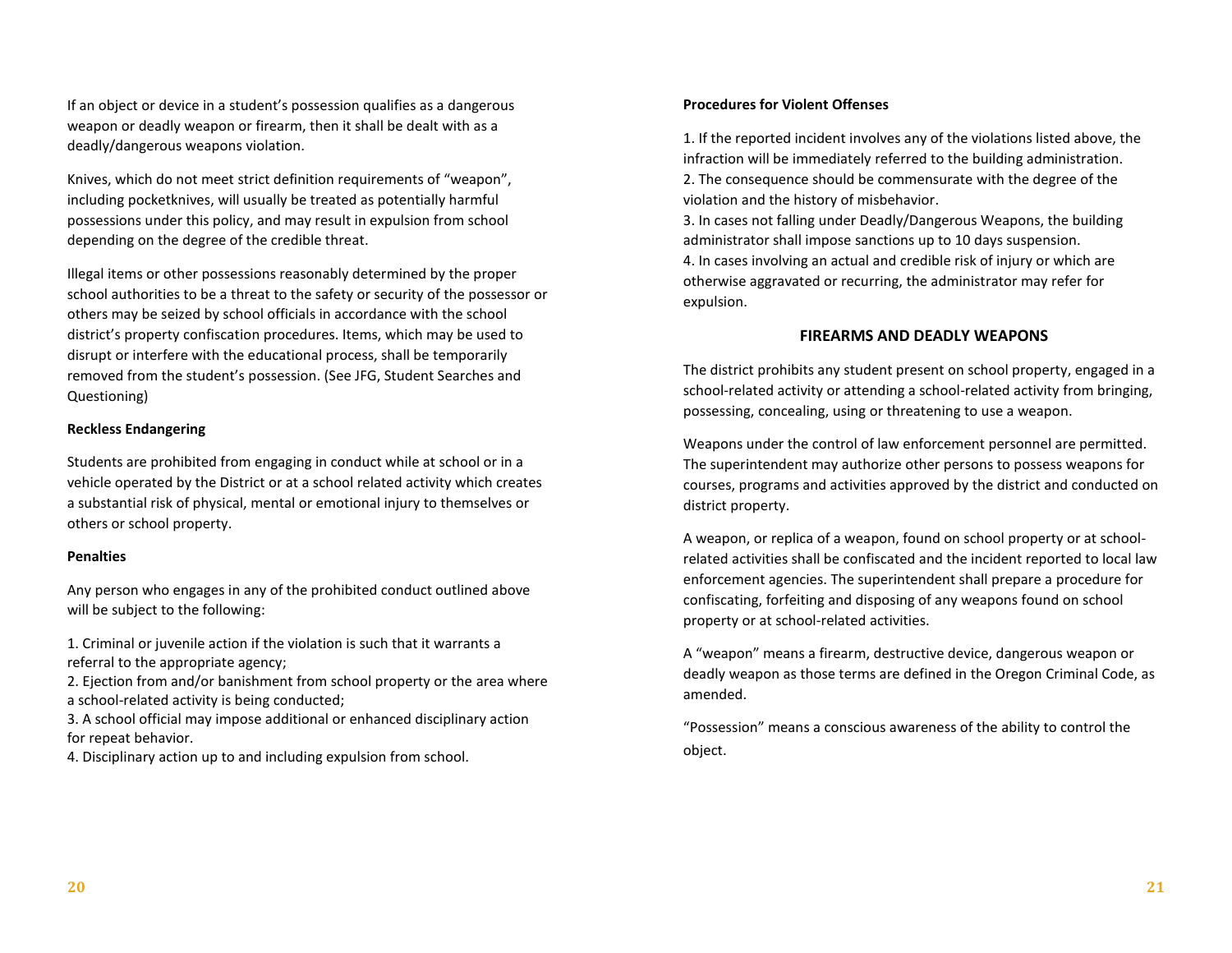If an object or device in a student's possession qualifies as a dangerous weapon or deadly weapon or firearm, then it shall be dealt with as a deadly/dangerous weapons violation.

Knives, which do not meet strict definition requirements of "weapon", including pocketknives, will usually be treated as potentially harmful possessions under this policy, and may result in expulsion from school depending on the degree of the credible threat.

Illegal items or other possessions reasonably determined by the proper school authorities to be a threat to the safety or security of the possessor or others may be seized by school officials in accordance with the school district's property confiscation procedures. Items, which may be used to disrupt or interfere with the educational process, shall be temporarily removed from the student's possession. (See JFG, Student Searches and Questioning)

**Reckless Endangering**

Students are prohibited from engaging in conduct while at school or in a vehicle operated by the District or at a school related activity which creates a substantial risk of physical, mental or emotional injury to themselves or others or school property.

**Penalties**

Any person who engages in any of the prohibited conduct outlined above will be subject to the following:

1. Criminal or juvenile action if the violation is such that it warrants a referral to the appropriate agency;
2. Ejection from and/or banishment from school property or the area where a school-related activity is being conducted;
3. A school official may impose additional or enhanced disciplinary action for repeat behavior.
4. Disciplinary action up to and including expulsion from school.

**Procedures for Violent Offenses**

1. If the reported incident involves any of the violations listed above, the infraction will be immediately referred to the building administration.
2. The consequence should be commensurate with the degree of the violation and the history of misbehavior.
3. In cases not falling under Deadly/Dangerous Weapons, the building administrator shall impose sanctions up to 10 days suspension.
4. In cases involving an actual and credible risk of injury or which are otherwise aggravated or recurring, the administrator may refer for expulsion.

## FIREARMS AND DEADLY WEAPONS

The district prohibits any student present on school property, engaged in a school-related activity or attending a school-related activity from bringing, possessing, concealing, using or threatening to use a weapon.

Weapons under the control of law enforcement personnel are permitted. The superintendent may authorize other persons to possess weapons for courses, programs and activities approved by the district and conducted on district property.

A weapon, or replica of a weapon, found on school property or at school-related activities shall be confiscated and the incident reported to local law enforcement agencies. The superintendent shall prepare a procedure for confiscating, forfeiting and disposing of any weapons found on school property or at school-related activities.

A "weapon" means a firearm, destructive device, dangerous weapon or deadly weapon as those terms are defined in the Oregon Criminal Code, as amended.

"Possession" means a conscious awareness of the ability to control the object.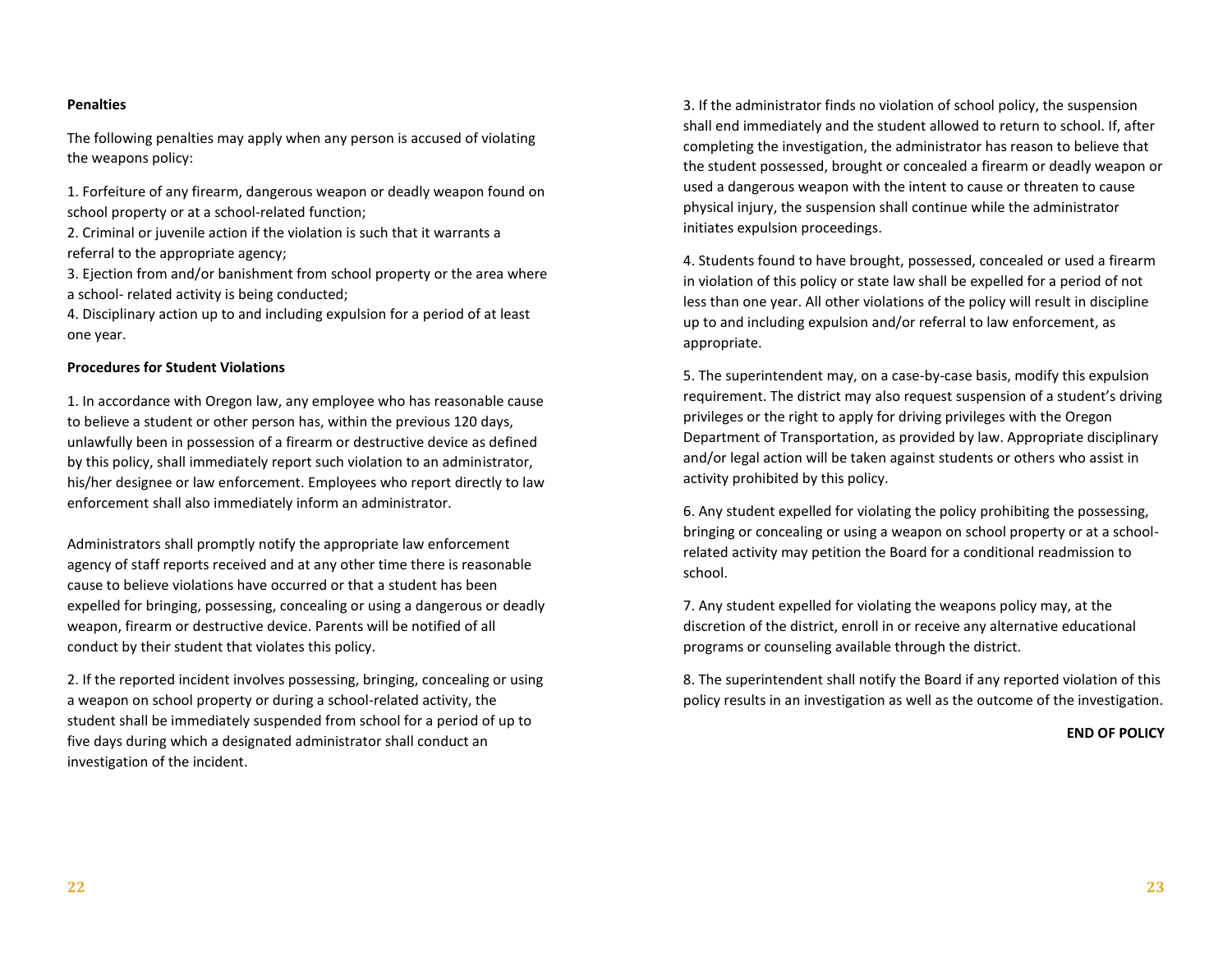**Penalties**

The following penalties may apply when any person is accused of violating the weapons policy:

1. Forfeiture of any firearm, dangerous weapon or deadly weapon found on school property or at a school-related function;
2. Criminal or juvenile action if the violation is such that it warrants a referral to the appropriate agency;
3. Ejection from and/or banishment from school property or the area where a school- related activity is being conducted;
4. Disciplinary action up to and including expulsion for a period of at least one year.

**Procedures for Student Violations**

1. In accordance with Oregon law, any employee who has reasonable cause to believe a student or other person has, within the previous 120 days, unlawfully been in possession of a firearm or destructive device as defined by this policy, shall immediately report such violation to an administrator, his/her designee or law enforcement. Employees who report directly to law enforcement shall also immediately inform an administrator.

Administrators shall promptly notify the appropriate law enforcement agency of staff reports received and at any other time there is reasonable cause to believe violations have occurred or that a student has been expelled for bringing, possessing, concealing or using a dangerous or deadly weapon, firearm or destructive device. Parents will be notified of all conduct by their student that violates this policy.

2. If the reported incident involves possessing, bringing, concealing or using a weapon on school property or during a school-related activity, the student shall be immediately suspended from school for a period of up to five days during which a designated administrator shall conduct an investigation of the incident.

3. If the administrator finds no violation of school policy, the suspension shall end immediately and the student allowed to return to school. If, after completing the investigation, the administrator has reason to believe that the student possessed, brought or concealed a firearm or deadly weapon or used a dangerous weapon with the intent to cause or threaten to cause physical injury, the suspension shall continue while the administrator initiates expulsion proceedings.

4. Students found to have brought, possessed, concealed or used a firearm in violation of this policy or state law shall be expelled for a period of not less than one year. All other violations of the policy will result in discipline up to and including expulsion and/or referral to law enforcement, as appropriate.

5. The superintendent may, on a case-by-case basis, modify this expulsion requirement. The district may also request suspension of a student's driving privileges or the right to apply for driving privileges with the Oregon Department of Transportation, as provided by law. Appropriate disciplinary and/or legal action will be taken against students or others who assist in activity prohibited by this policy.

6. Any student expelled for violating the policy prohibiting the possessing, bringing or concealing or using a weapon on school property or at a school-related activity may petition the Board for a conditional readmission to school.

7. Any student expelled for violating the weapons policy may, at the discretion of the district, enroll in or receive any alternative educational programs or counseling available through the district.

8. The superintendent shall notify the Board if any reported violation of this policy results in an investigation as well as the outcome of the investigation.

**END OF POLICY**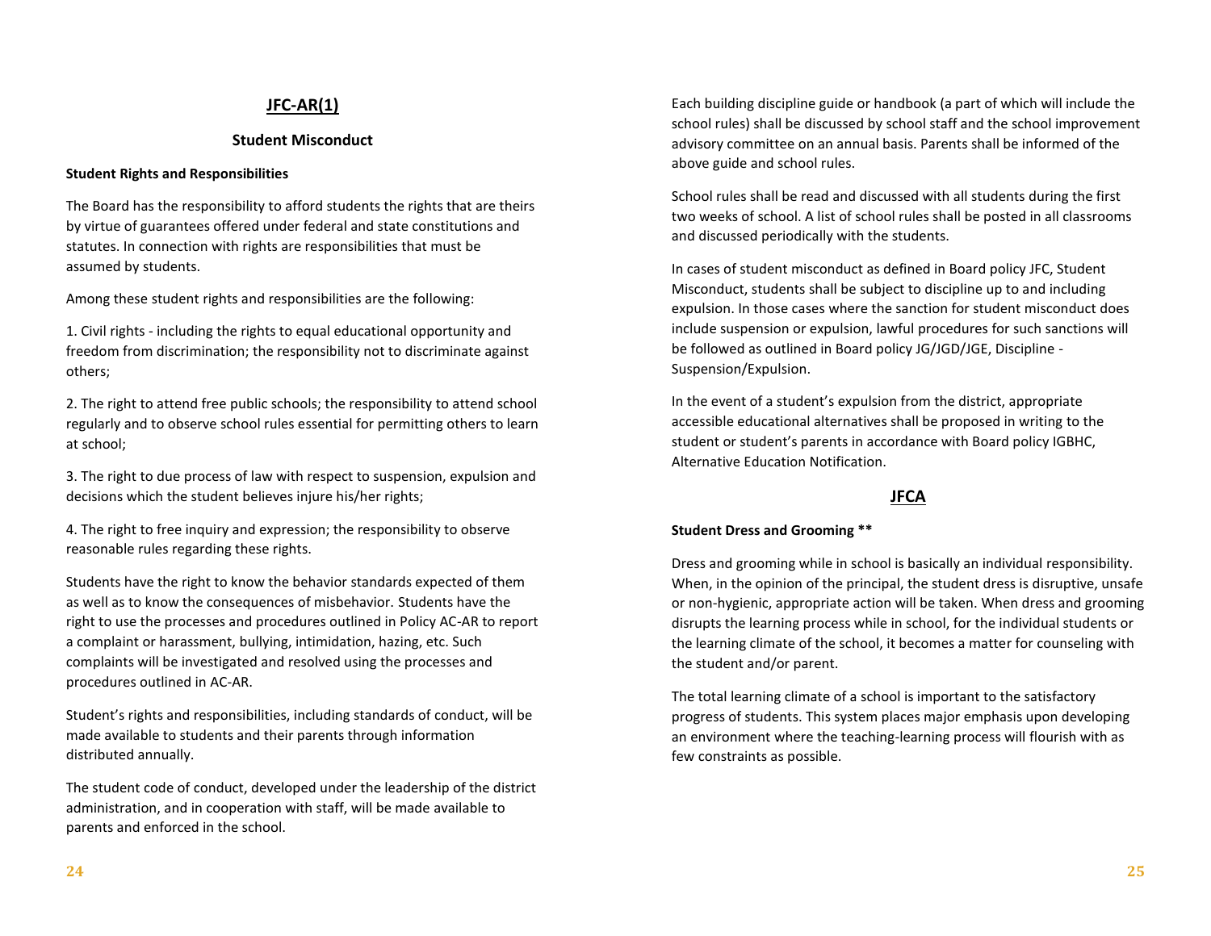## JFC-AR(1)

### Student Misconduct

**Student Rights and Responsibilities**

The Board has the responsibility to afford students the rights that are theirs by virtue of guarantees offered under federal and state constitutions and statutes. In connection with rights are responsibilities that must be assumed by students.

Among these student rights and responsibilities are the following:

1. Civil rights - including the rights to equal educational opportunity and freedom from discrimination; the responsibility not to discriminate against others;

2. The right to attend free public schools; the responsibility to attend school regularly and to observe school rules essential for permitting others to learn at school;

3. The right to due process of law with respect to suspension, expulsion and decisions which the student believes injure his/her rights;

4. The right to free inquiry and expression; the responsibility to observe reasonable rules regarding these rights.

Students have the right to know the behavior standards expected of them as well as to know the consequences of misbehavior. Students have the right to use the processes and procedures outlined in Policy AC-AR to report a complaint or harassment, bullying, intimidation, hazing, etc. Such complaints will be investigated and resolved using the processes and procedures outlined in AC-AR.

Student's rights and responsibilities, including standards of conduct, will be made available to students and their parents through information distributed annually.

The student code of conduct, developed under the leadership of the district administration, and in cooperation with staff, will be made available to parents and enforced in the school.

Each building discipline guide or handbook (a part of which will include the school rules) shall be discussed by school staff and the school improvement advisory committee on an annual basis. Parents shall be informed of the above guide and school rules.

School rules shall be read and discussed with all students during the first two weeks of school. A list of school rules shall be posted in all classrooms and discussed periodically with the students.

In cases of student misconduct as defined in Board policy JFC, Student Misconduct, students shall be subject to discipline up to and including expulsion. In those cases where the sanction for student misconduct does include suspension or expulsion, lawful procedures for such sanctions will be followed as outlined in Board policy JG/JGD/JGE, Discipline - Suspension/Expulsion.

In the event of a student's expulsion from the district, appropriate accessible educational alternatives shall be proposed in writing to the student or student's parents in accordance with Board policy IGBHC, Alternative Education Notification.

## JFCA

**Student Dress and Grooming ****

Dress and grooming while in school is basically an individual responsibility. When, in the opinion of the principal, the student dress is disruptive, unsafe or non-hygienic, appropriate action will be taken. When dress and grooming disrupts the learning process while in school, for the individual students or the learning climate of the school, it becomes a matter for counseling with the student and/or parent.

The total learning climate of a school is important to the satisfactory progress of students. This system places major emphasis upon developing an environment where the teaching-learning process will flourish with as few constraints as possible.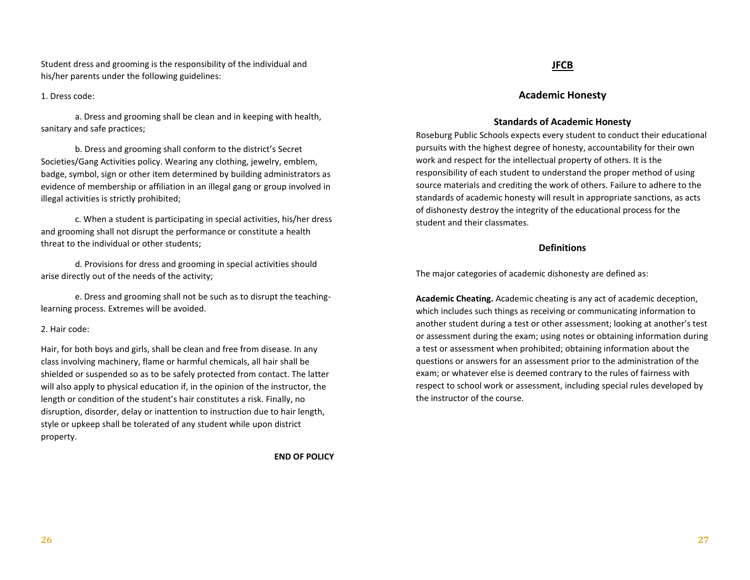Student dress and grooming is the responsibility of the individual and his/her parents under the following guidelines:

1. Dress code:

a. Dress and grooming shall be clean and in keeping with health, sanitary and safe practices;

b. Dress and grooming shall conform to the district's Secret Societies/Gang Activities policy. Wearing any clothing, jewelry, emblem, badge, symbol, sign or other item determined by building administrators as evidence of membership or affiliation in an illegal gang or group involved in illegal activities is strictly prohibited;

c. When a student is participating in special activities, his/her dress and grooming shall not disrupt the performance or constitute a health threat to the individual or other students;

d. Provisions for dress and grooming in special activities should arise directly out of the needs of the activity;

e. Dress and grooming shall not be such as to disrupt the teaching-learning process. Extremes will be avoided.

2. Hair code:

Hair, for both boys and girls, shall be clean and free from disease. In any class involving machinery, flame or harmful chemicals, all hair shall be shielded or suspended so as to be safely protected from contact. The latter will also apply to physical education if, in the opinion of the instructor, the length or condition of the student's hair constitutes a risk. Finally, no disruption, disorder, delay or inattention to instruction due to hair length, style or upkeep shall be tolerated of any student while upon district property.

**END OF POLICY**

# JFCB

## Academic Honesty

### Standards of Academic Honesty

Roseburg Public Schools expects every student to conduct their educational pursuits with the highest degree of honesty, accountability for their own work and respect for the intellectual property of others. It is the responsibility of each student to understand the proper method of using source materials and crediting the work of others. Failure to adhere to the standards of academic honesty will result in appropriate sanctions, as acts of dishonesty destroy the integrity of the educational process for the student and their classmates.

### Definitions

The major categories of academic dishonesty are defined as:

**Academic Cheating.** Academic cheating is any act of academic deception, which includes such things as receiving or communicating information to another student during a test or other assessment; looking at another's test or assessment during the exam; using notes or obtaining information during a test or assessment when prohibited; obtaining information about the questions or answers for an assessment prior to the administration of the exam; or whatever else is deemed contrary to the rules of fairness with respect to school work or assessment, including special rules developed by the instructor of the course.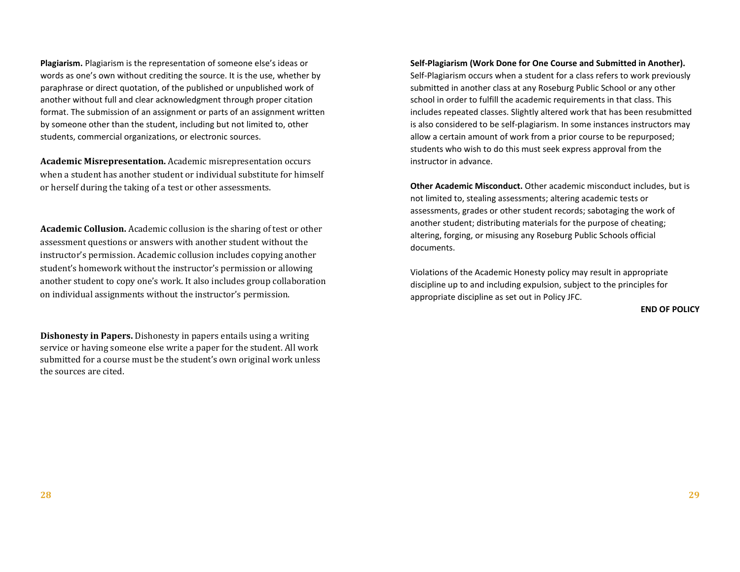**Plagiarism.** Plagiarism is the representation of someone else's ideas or words as one's own without crediting the source. It is the use, whether by paraphrase or direct quotation, of the published or unpublished work of another without full and clear acknowledgment through proper citation format. The submission of an assignment or parts of an assignment written by someone other than the student, including but not limited to, other students, commercial organizations, or electronic sources.

**Academic Misrepresentation.** Academic misrepresentation occurs when a student has another student or individual substitute for himself or herself during the taking of a test or other assessments.

**Academic Collusion.** Academic collusion is the sharing of test or other assessment questions or answers with another student without the instructor's permission. Academic collusion includes copying another student's homework without the instructor's permission or allowing another student to copy one's work. It also includes group collaboration on individual assignments without the instructor's permission.

**Dishonesty in Papers.** Dishonesty in papers entails using a writing service or having someone else write a paper for the student. All work submitted for a course must be the student's own original work unless the sources are cited.

**Self-Plagiarism (Work Done for One Course and Submitted in Another).** Self-Plagiarism occurs when a student for a class refers to work previously submitted in another class at any Roseburg Public School or any other school in order to fulfill the academic requirements in that class. This includes repeated classes. Slightly altered work that has been resubmitted is also considered to be self-plagiarism. In some instances instructors may allow a certain amount of work from a prior course to be repurposed; students who wish to do this must seek express approval from the instructor in advance.

**Other Academic Misconduct.** Other academic misconduct includes, but is not limited to, stealing assessments; altering academic tests or assessments, grades or other student records; sabotaging the work of another student; distributing materials for the purpose of cheating; altering, forging, or misusing any Roseburg Public Schools official documents.

Violations of the Academic Honesty policy may result in appropriate discipline up to and including expulsion, subject to the principles for appropriate discipline as set out in Policy JFC.

**END OF POLICY**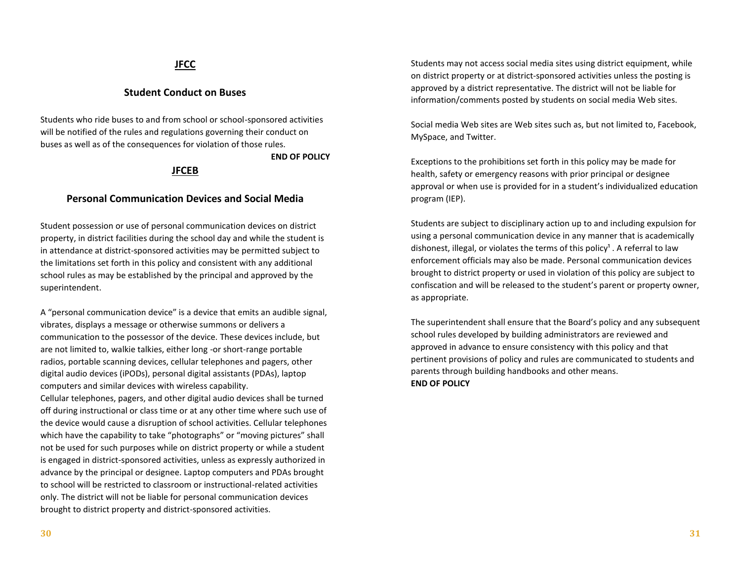## JFCC

### Student Conduct on Buses

Students who ride buses to and from school or school-sponsored activities will be notified of the rules and regulations governing their conduct on buses as well as of the consequences for violation of those rules.

**END OF POLICY**

## JFCEB

### Personal Communication Devices and Social Media

Student possession or use of personal communication devices on district property, in district facilities during the school day and while the student is in attendance at district-sponsored activities may be permitted subject to the limitations set forth in this policy and consistent with any additional school rules as may be established by the principal and approved by the superintendent.

A "personal communication device" is a device that emits an audible signal, vibrates, displays a message or otherwise summons or delivers a communication to the possessor of the device. These devices include, but are not limited to, walkie talkies, either long -or short-range portable radios, portable scanning devices, cellular telephones and pagers, other digital audio devices (iPODs), personal digital assistants (PDAs), laptop computers and similar devices with wireless capability.
Cellular telephones, pagers, and other digital audio devices shall be turned off during instructional or class time or at any other time where such use of the device would cause a disruption of school activities. Cellular telephones which have the capability to take "photographs" or "moving pictures" shall not be used for such purposes while on district property or while a student is engaged in district-sponsored activities, unless as expressly authorized in advance by the principal or designee. Laptop computers and PDAs brought to school will be restricted to classroom or instructional-related activities only. The district will not be liable for personal communication devices brought to district property and district-sponsored activities.

Students may not access social media sites using district equipment, while on district property or at district-sponsored activities unless the posting is approved by a district representative. The district will not be liable for information/comments posted by students on social media Web sites.

Social media Web sites are Web sites such as, but not limited to, Facebook, MySpace, and Twitter.

Exceptions to the prohibitions set forth in this policy may be made for health, safety or emergency reasons with prior principal or designee approval or when use is provided for in a student's individualized education program (IEP).

Students are subject to disciplinary action up to and including expulsion for using a personal communication device in any manner that is academically dishonest, illegal, or violates the terms of this policy[1] . A referral to law enforcement officials may also be made. Personal communication devices brought to district property or used in violation of this policy are subject to confiscation and will be released to the student's parent or property owner, as appropriate.

The superintendent shall ensure that the Board's policy and any subsequent school rules developed by building administrators are reviewed and approved in advance to ensure consistency with this policy and that pertinent provisions of policy and rules are communicated to students and parents through building handbooks and other means.
**END OF POLICY**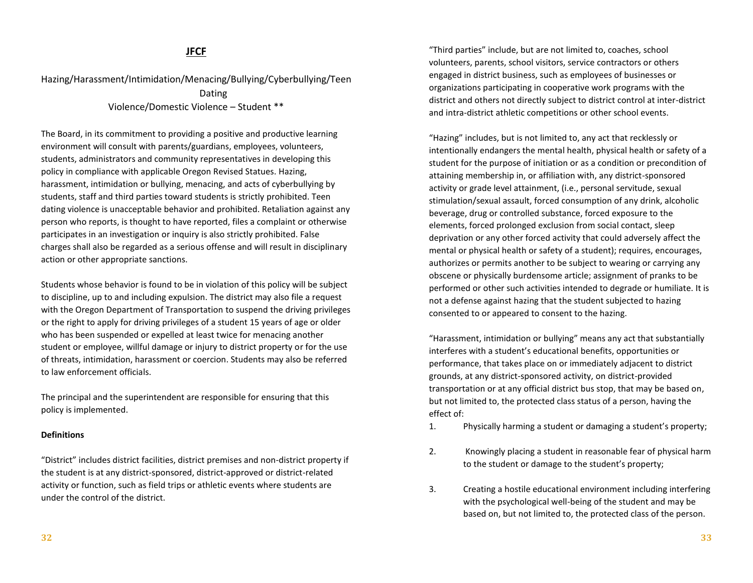# JFCF

## Hazing/Harassment/Intimidation/Menacing/Bullying/Cyberbullying/Teen Dating Violence/Domestic Violence – Student **

The Board, in its commitment to providing a positive and productive learning environment will consult with parents/guardians, employees, volunteers, students, administrators and community representatives in developing this policy in compliance with applicable Oregon Revised Statues. Hazing, harassment, intimidation or bullying, menacing, and acts of cyberbullying by students, staff and third parties toward students is strictly prohibited. Teen dating violence is unacceptable behavior and prohibited. Retaliation against any person who reports, is thought to have reported, files a complaint or otherwise participates in an investigation or inquiry is also strictly prohibited. False charges shall also be regarded as a serious offense and will result in disciplinary action or other appropriate sanctions.

Students whose behavior is found to be in violation of this policy will be subject to discipline, up to and including expulsion. The district may also file a request with the Oregon Department of Transportation to suspend the driving privileges or the right to apply for driving privileges of a student 15 years of age or older who has been suspended or expelled at least twice for menacing another student or employee, willful damage or injury to district property or for the use of threats, intimidation, harassment or coercion. Students may also be referred to law enforcement officials.

The principal and the superintendent are responsible for ensuring that this policy is implemented.

**Definitions**

"District" includes district facilities, district premises and non-district property if the student is at any district-sponsored, district-approved or district-related activity or function, such as field trips or athletic events where students are under the control of the district.

"Third parties" include, but are not limited to, coaches, school volunteers, parents, school visitors, service contractors or others engaged in district business, such as employees of businesses or organizations participating in cooperative work programs with the district and others not directly subject to district control at inter-district and intra-district athletic competitions or other school events.

"Hazing" includes, but is not limited to, any act that recklessly or intentionally endangers the mental health, physical health or safety of a student for the purpose of initiation or as a condition or precondition of attaining membership in, or affiliation with, any district-sponsored activity or grade level attainment, (i.e., personal servitude, sexual stimulation/sexual assault, forced consumption of any drink, alcoholic beverage, drug or controlled substance, forced exposure to the elements, forced prolonged exclusion from social contact, sleep deprivation or any other forced activity that could adversely affect the mental or physical health or safety of a student); requires, encourages, authorizes or permits another to be subject to wearing or carrying any obscene or physically burdensome article; assignment of pranks to be performed or other such activities intended to degrade or humiliate. It is not a defense against hazing that the student subjected to hazing consented to or appeared to consent to the hazing.

"Harassment, intimidation or bullying" means any act that substantially interferes with a student's educational benefits, opportunities or performance, that takes place on or immediately adjacent to district grounds, at any district-sponsored activity, on district-provided transportation or at any official district bus stop, that may be based on, but not limited to, the protected class status of a person, having the effect of:

1. Physically harming a student or damaging a student's property;
2. Knowingly placing a student in reasonable fear of physical harm to the student or damage to the student's property;
3. Creating a hostile educational environment including interfering with the psychological well-being of the student and may be based on, but not limited to, the protected class of the person.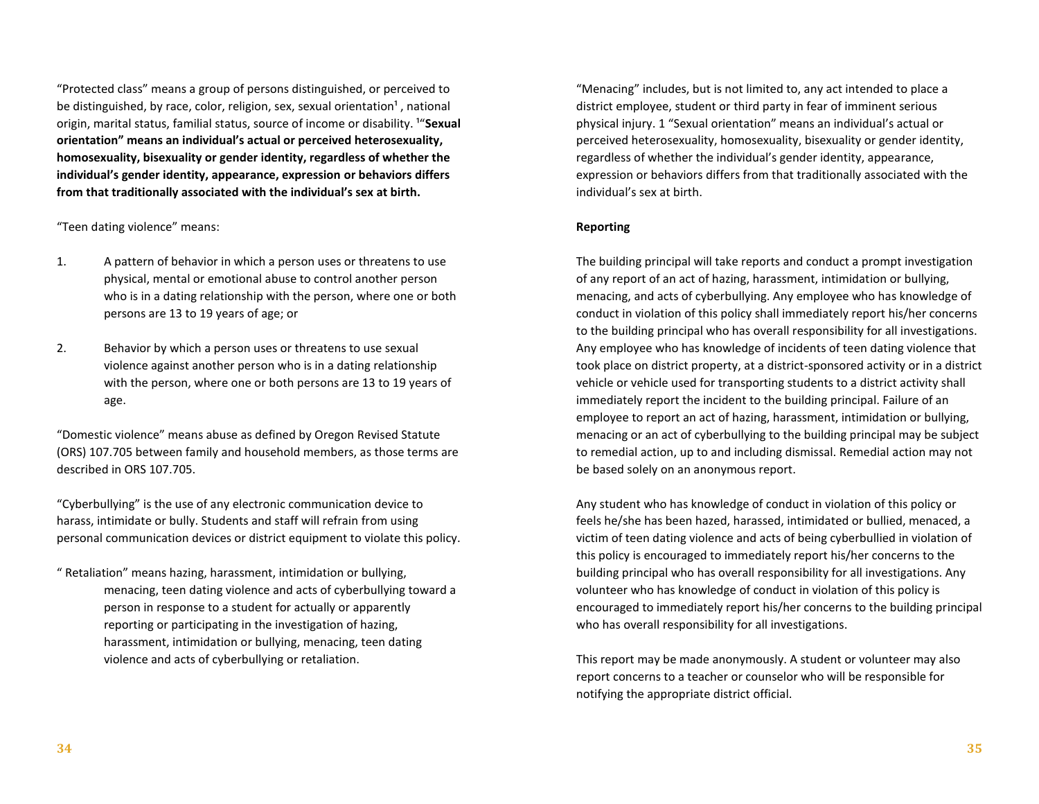"Protected class" means a group of persons distinguished, or perceived to be distinguished, by race, color, religion, sex, sexual orientation[1] , national origin, marital status, familial status, source of income or disability. [1]**"Sexual orientation" means an individual's actual or perceived heterosexuality, homosexuality, bisexuality or gender identity, regardless of whether the individual's gender identity, appearance, expression or behaviors differs from that traditionally associated with the individual's sex at birth.**

"Teen dating violence" means:

1. A pattern of behavior in which a person uses or threatens to use physical, mental or emotional abuse to control another person who is in a dating relationship with the person, where one or both persons are 13 to 19 years of age; or

2. Behavior by which a person uses or threatens to use sexual violence against another person who is in a dating relationship with the person, where one or both persons are 13 to 19 years of age.

"Domestic violence" means abuse as defined by Oregon Revised Statute (ORS) 107.705 between family and household members, as those terms are described in ORS 107.705.

"Cyberbullying" is the use of any electronic communication device to harass, intimidate or bully. Students and staff will refrain from using personal communication devices or district equipment to violate this policy.

" Retaliation" means hazing, harassment, intimidation or bullying, menacing, teen dating violence and acts of cyberbullying toward a person in response to a student for actually or apparently reporting or participating in the investigation of hazing, harassment, intimidation or bullying, menacing, teen dating violence and acts of cyberbullying or retaliation.

"Menacing" includes, but is not limited to, any act intended to place a district employee, student or third party in fear of imminent serious physical injury. 1 "Sexual orientation" means an individual's actual or perceived heterosexuality, homosexuality, bisexuality or gender identity, regardless of whether the individual's gender identity, appearance, expression or behaviors differs from that traditionally associated with the individual's sex at birth.

**Reporting**

The building principal will take reports and conduct a prompt investigation of any report of an act of hazing, harassment, intimidation or bullying, menacing, and acts of cyberbullying. Any employee who has knowledge of conduct in violation of this policy shall immediately report his/her concerns to the building principal who has overall responsibility for all investigations. Any employee who has knowledge of incidents of teen dating violence that took place on district property, at a district-sponsored activity or in a district vehicle or vehicle used for transporting students to a district activity shall immediately report the incident to the building principal. Failure of an employee to report an act of hazing, harassment, intimidation or bullying, menacing or an act of cyberbullying to the building principal may be subject to remedial action, up to and including dismissal. Remedial action may not be based solely on an anonymous report.

Any student who has knowledge of conduct in violation of this policy or feels he/she has been hazed, harassed, intimidated or bullied, menaced, a victim of teen dating violence and acts of being cyberbullied in violation of this policy is encouraged to immediately report his/her concerns to the building principal who has overall responsibility for all investigations. Any volunteer who has knowledge of conduct in violation of this policy is encouraged to immediately report his/her concerns to the building principal who has overall responsibility for all investigations.

This report may be made anonymously. A student or volunteer may also report concerns to a teacher or counselor who will be responsible for notifying the appropriate district official.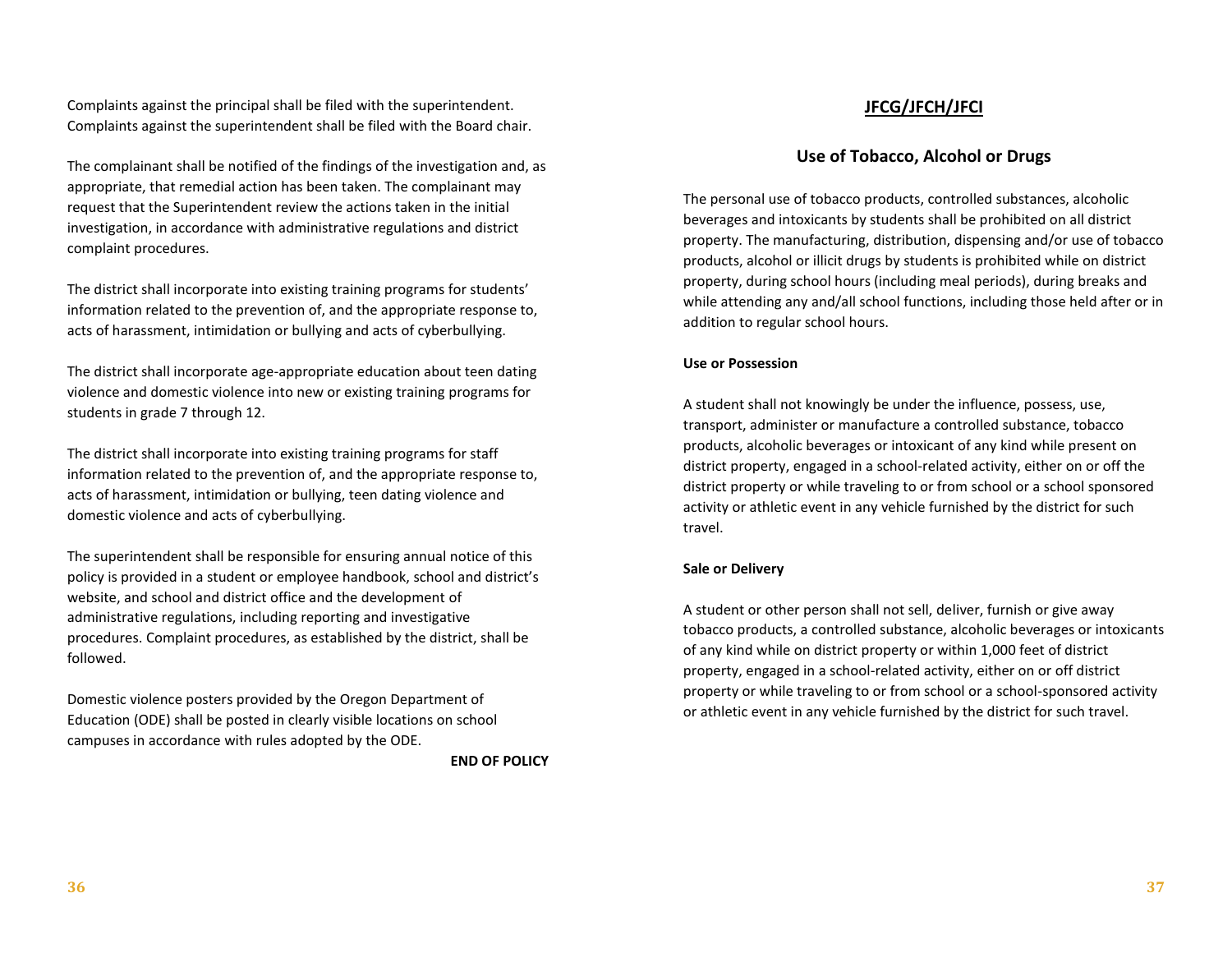Complaints against the principal shall be filed with the superintendent. Complaints against the superintendent shall be filed with the Board chair.

The complainant shall be notified of the findings of the investigation and, as appropriate, that remedial action has been taken. The complainant may request that the Superintendent review the actions taken in the initial investigation, in accordance with administrative regulations and district complaint procedures.

The district shall incorporate into existing training programs for students' information related to the prevention of, and the appropriate response to, acts of harassment, intimidation or bullying and acts of cyberbullying.

The district shall incorporate age-appropriate education about teen dating violence and domestic violence into new or existing training programs for students in grade 7 through 12.

The district shall incorporate into existing training programs for staff information related to the prevention of, and the appropriate response to, acts of harassment, intimidation or bullying, teen dating violence and domestic violence and acts of cyberbullying.

The superintendent shall be responsible for ensuring annual notice of this policy is provided in a student or employee handbook, school and district's website, and school and district office and the development of administrative regulations, including reporting and investigative procedures. Complaint procedures, as established by the district, shall be followed.

Domestic violence posters provided by the Oregon Department of Education (ODE) shall be posted in clearly visible locations on school campuses in accordance with rules adopted by the ODE.

**END OF POLICY**

## JFCG/JFCH/JFCI

## Use of Tobacco, Alcohol or Drugs

The personal use of tobacco products, controlled substances, alcoholic beverages and intoxicants by students shall be prohibited on all district property. The manufacturing, distribution, dispensing and/or use of tobacco products, alcohol or illicit drugs by students is prohibited while on district property, during school hours (including meal periods), during breaks and while attending any and/all school functions, including those held after or in addition to regular school hours.

**Use or Possession**

A student shall not knowingly be under the influence, possess, use, transport, administer or manufacture a controlled substance, tobacco products, alcoholic beverages or intoxicant of any kind while present on district property, engaged in a school-related activity, either on or off the district property or while traveling to or from school or a school sponsored activity or athletic event in any vehicle furnished by the district for such travel.

**Sale or Delivery**

A student or other person shall not sell, deliver, furnish or give away tobacco products, a controlled substance, alcoholic beverages or intoxicants of any kind while on district property or within 1,000 feet of district property, engaged in a school-related activity, either on or off district property or while traveling to or from school or a school-sponsored activity or athletic event in any vehicle furnished by the district for such travel.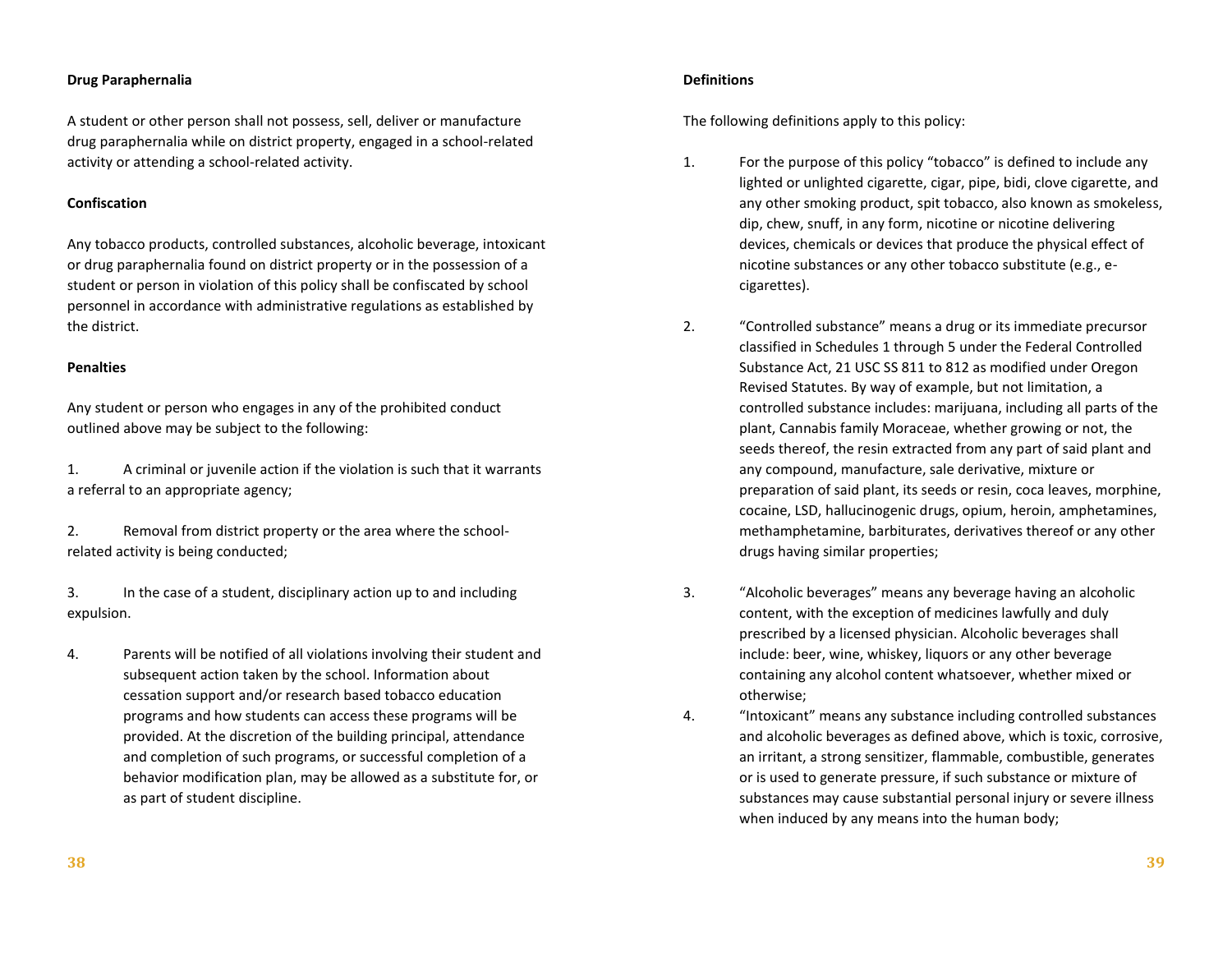**Drug Paraphernalia**

A student or other person shall not possess, sell, deliver or manufacture drug paraphernalia while on district property, engaged in a school-related activity or attending a school-related activity.

**Confiscation**

Any tobacco products, controlled substances, alcoholic beverage, intoxicant or drug paraphernalia found on district property or in the possession of a student or person in violation of this policy shall be confiscated by school personnel in accordance with administrative regulations as established by the district.

**Penalties**

Any student or person who engages in any of the prohibited conduct outlined above may be subject to the following:

1. A criminal or juvenile action if the violation is such that it warrants a referral to an appropriate agency;

2. Removal from district property or the area where the school-related activity is being conducted;

3. In the case of a student, disciplinary action up to and including expulsion.

4. Parents will be notified of all violations involving their student and subsequent action taken by the school. Information about cessation support and/or research based tobacco education programs and how students can access these programs will be provided. At the discretion of the building principal, attendance and completion of such programs, or successful completion of a behavior modification plan, may be allowed as a substitute for, or as part of student discipline.

**Definitions**

The following definitions apply to this policy:

1. For the purpose of this policy "tobacco" is defined to include any lighted or unlighted cigarette, cigar, pipe, bidi, clove cigarette, and any other smoking product, spit tobacco, also known as smokeless, dip, chew, snuff, in any form, nicotine or nicotine delivering devices, chemicals or devices that produce the physical effect of nicotine substances or any other tobacco substitute (e.g., e-cigarettes).

2. "Controlled substance" means a drug or its immediate precursor classified in Schedules 1 through 5 under the Federal Controlled Substance Act, 21 USC SS 811 to 812 as modified under Oregon Revised Statutes. By way of example, but not limitation, a controlled substance includes: marijuana, including all parts of the plant, Cannabis family Moraceae, whether growing or not, the seeds thereof, the resin extracted from any part of said plant and any compound, manufacture, sale derivative, mixture or preparation of said plant, its seeds or resin, coca leaves, morphine, cocaine, LSD, hallucinogenic drugs, opium, heroin, amphetamines, methamphetamine, barbiturates, derivatives thereof or any other drugs having similar properties;

3. "Alcoholic beverages" means any beverage having an alcoholic content, with the exception of medicines lawfully and duly prescribed by a licensed physician. Alcoholic beverages shall include: beer, wine, whiskey, liquors or any other beverage containing any alcohol content whatsoever, whether mixed or otherwise;

4. "Intoxicant" means any substance including controlled substances and alcoholic beverages as defined above, which is toxic, corrosive, an irritant, a strong sensitizer, flammable, combustible, generates or is used to generate pressure, if such substance or mixture of substances may cause substantial personal injury or severe illness when induced by any means into the human body;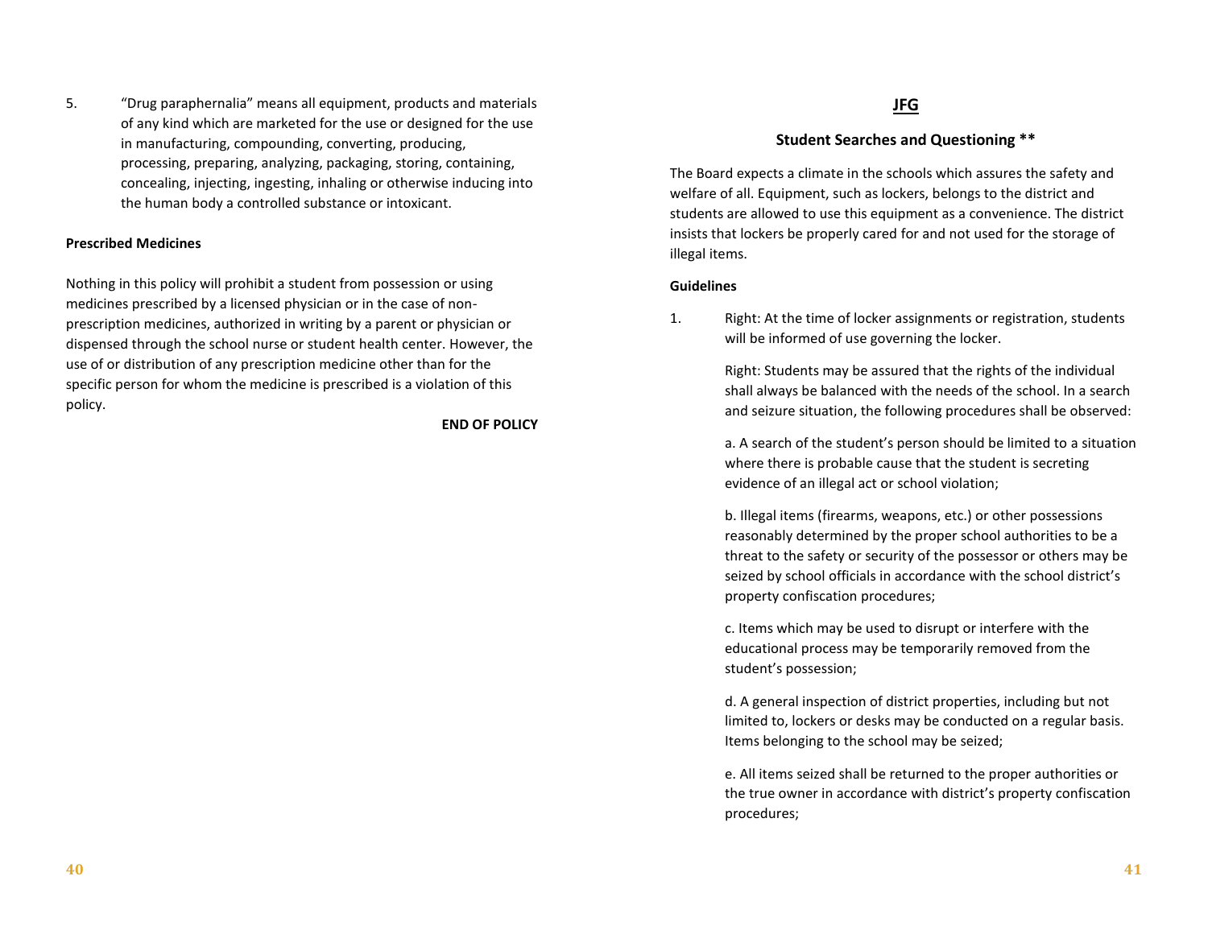5. "Drug paraphernalia" means all equipment, products and materials of any kind which are marketed for the use or designed for the use in manufacturing, compounding, converting, producing, processing, preparing, analyzing, packaging, storing, containing, concealing, injecting, ingesting, inhaling or otherwise inducing into the human body a controlled substance or intoxicant.

**Prescribed Medicines**

Nothing in this policy will prohibit a student from possession or using medicines prescribed by a licensed physician or in the case of non-prescription medicines, authorized in writing by a parent or physician or dispensed through the school nurse or student health center. However, the use of or distribution of any prescription medicine other than for the specific person for whom the medicine is prescribed is a violation of this policy.

**END OF POLICY**

## JFG

### Student Searches and Questioning **

The Board expects a climate in the schools which assures the safety and welfare of all. Equipment, such as lockers, belongs to the district and students are allowed to use this equipment as a convenience. The district insists that lockers be properly cared for and not used for the storage of illegal items.

**Guidelines**

1. Right: At the time of locker assignments or registration, students will be informed of use governing the locker.

   Right: Students may be assured that the rights of the individual shall always be balanced with the needs of the school. In a search and seizure situation, the following procedures shall be observed:

   a. A search of the student's person should be limited to a situation where there is probable cause that the student is secreting evidence of an illegal act or school violation;

   b. Illegal items (firearms, weapons, etc.) or other possessions reasonably determined by the proper school authorities to be a threat to the safety or security of the possessor or others may be seized by school officials in accordance with the school district's property confiscation procedures;

   c. Items which may be used to disrupt or interfere with the educational process may be temporarily removed from the student's possession;

   d. A general inspection of district properties, including but not limited to, lockers or desks may be conducted on a regular basis. Items belonging to the school may be seized;

   e. All items seized shall be returned to the proper authorities or the true owner in accordance with district's property confiscation procedures;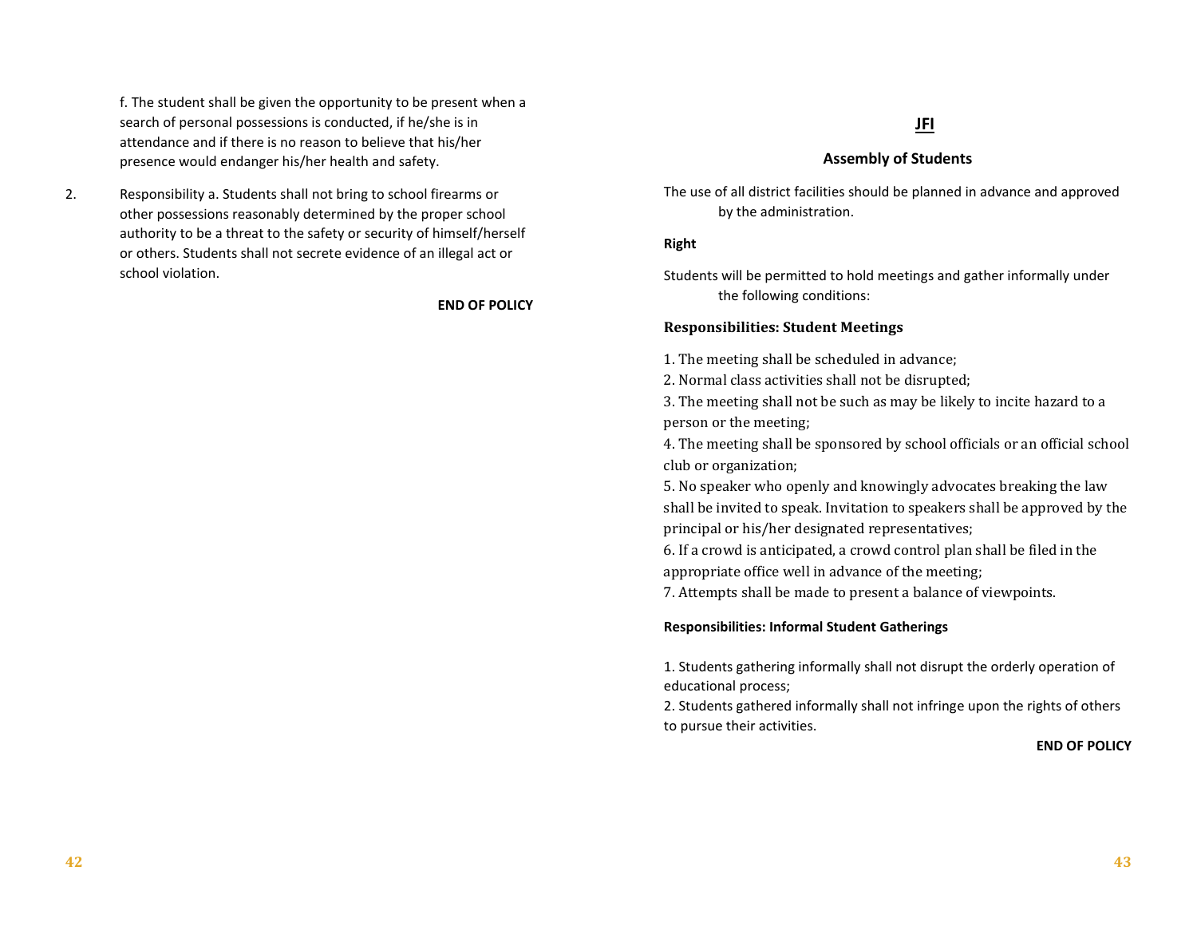f. The student shall be given the opportunity to be present when a search of personal possessions is conducted, if he/she is in attendance and if there is no reason to believe that his/her presence would endanger his/her health and safety.

2. Responsibility a. Students shall not bring to school firearms or other possessions reasonably determined by the proper school authority to be a threat to the safety or security of himself/herself or others. Students shall not secrete evidence of an illegal act or school violation.

**END OF POLICY**

## JFI

### Assembly of Students

The use of all district facilities should be planned in advance and approved by the administration.

**Right**

Students will be permitted to hold meetings and gather informally under the following conditions:

**Responsibilities: Student Meetings**

1. The meeting shall be scheduled in advance;
2. Normal class activities shall not be disrupted;
3. The meeting shall not be such as may be likely to incite hazard to a person or the meeting;
4. The meeting shall be sponsored by school officials or an official school club or organization;
5. No speaker who openly and knowingly advocates breaking the law shall be invited to speak. Invitation to speakers shall be approved by the principal or his/her designated representatives;
6. If a crowd is anticipated, a crowd control plan shall be filed in the appropriate office well in advance of the meeting;
7. Attempts shall be made to present a balance of viewpoints.

**Responsibilities: Informal Student Gatherings**

1. Students gathering informally shall not disrupt the orderly operation of educational process;
2. Students gathered informally shall not infringe upon the rights of others to pursue their activities.

**END OF POLICY**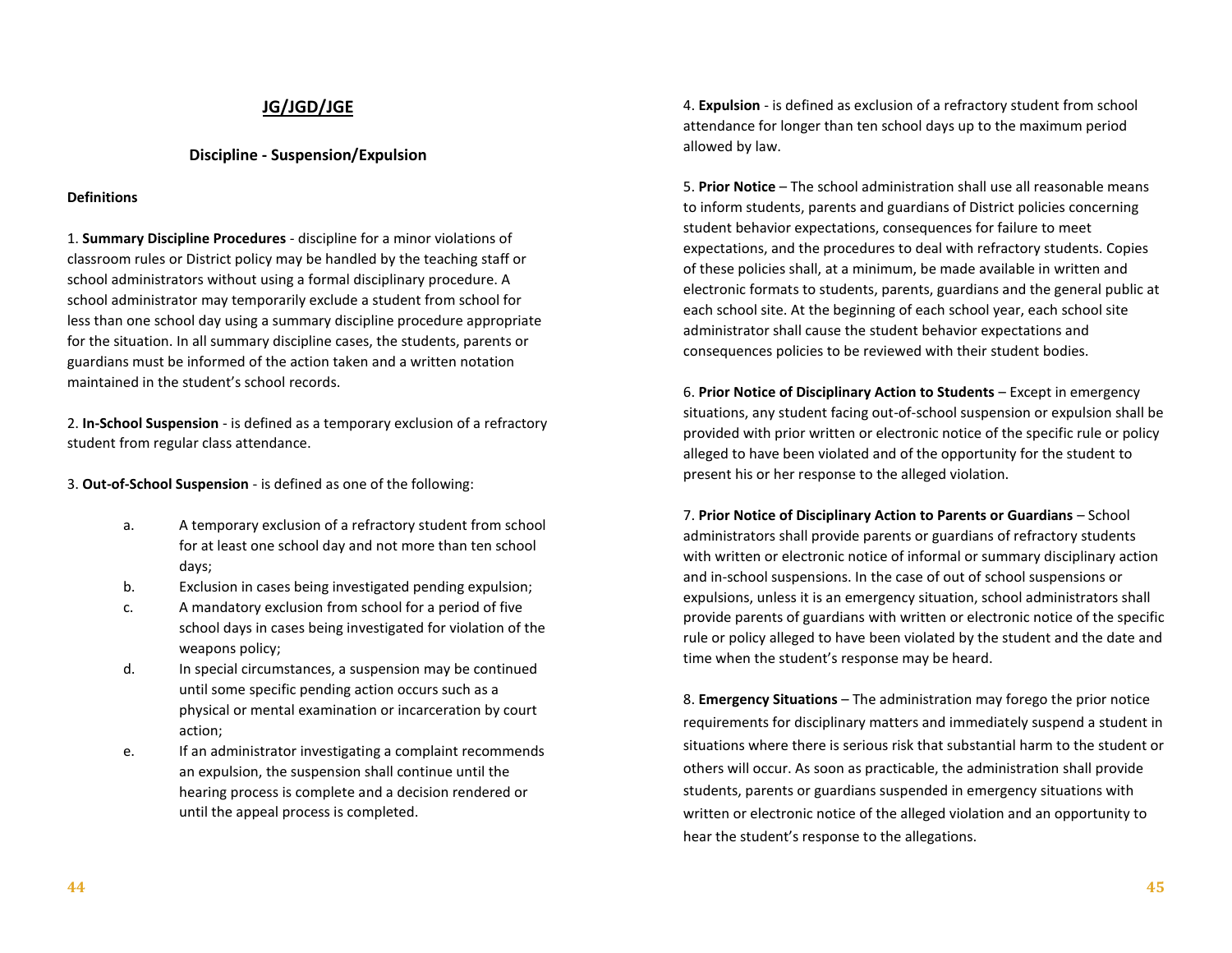## JG/JGD/JGE

### Discipline - Suspension/Expulsion

**Definitions**

1. **Summary Discipline Procedures** - discipline for a minor violations of classroom rules or District policy may be handled by the teaching staff or school administrators without using a formal disciplinary procedure. A school administrator may temporarily exclude a student from school for less than one school day using a summary discipline procedure appropriate for the situation. In all summary discipline cases, the students, parents or guardians must be informed of the action taken and a written notation maintained in the student's school records.

2. **In-School Suspension** - is defined as a temporary exclusion of a refractory student from regular class attendance.

3. **Out-of-School Suspension** - is defined as one of the following:

   a. A temporary exclusion of a refractory student from school for at least one school day and not more than ten school days;
   b. Exclusion in cases being investigated pending expulsion;
   c. A mandatory exclusion from school for a period of five school days in cases being investigated for violation of the weapons policy;
   d. In special circumstances, a suspension may be continued until some specific pending action occurs such as a physical or mental examination or incarceration by court action;
   e. If an administrator investigating a complaint recommends an expulsion, the suspension shall continue until the hearing process is complete and a decision rendered or until the appeal process is completed.

4. **Expulsion** - is defined as exclusion of a refractory student from school attendance for longer than ten school days up to the maximum period allowed by law.

5. **Prior Notice** – The school administration shall use all reasonable means to inform students, parents and guardians of District policies concerning student behavior expectations, consequences for failure to meet expectations, and the procedures to deal with refractory students. Copies of these policies shall, at a minimum, be made available in written and electronic formats to students, parents, guardians and the general public at each school site. At the beginning of each school year, each school site administrator shall cause the student behavior expectations and consequences policies to be reviewed with their student bodies.

6. **Prior Notice of Disciplinary Action to Students** – Except in emergency situations, any student facing out-of-school suspension or expulsion shall be provided with prior written or electronic notice of the specific rule or policy alleged to have been violated and of the opportunity for the student to present his or her response to the alleged violation.

7. **Prior Notice of Disciplinary Action to Parents or Guardians** – School administrators shall provide parents or guardians of refractory students with written or electronic notice of informal or summary disciplinary action and in-school suspensions. In the case of out of school suspensions or expulsions, unless it is an emergency situation, school administrators shall provide parents of guardians with written or electronic notice of the specific rule or policy alleged to have been violated by the student and the date and time when the student's response may be heard.

8. **Emergency Situations** – The administration may forego the prior notice requirements for disciplinary matters and immediately suspend a student in situations where there is serious risk that substantial harm to the student or others will occur. As soon as practicable, the administration shall provide students, parents or guardians suspended in emergency situations with written or electronic notice of the alleged violation and an opportunity to hear the student's response to the allegations.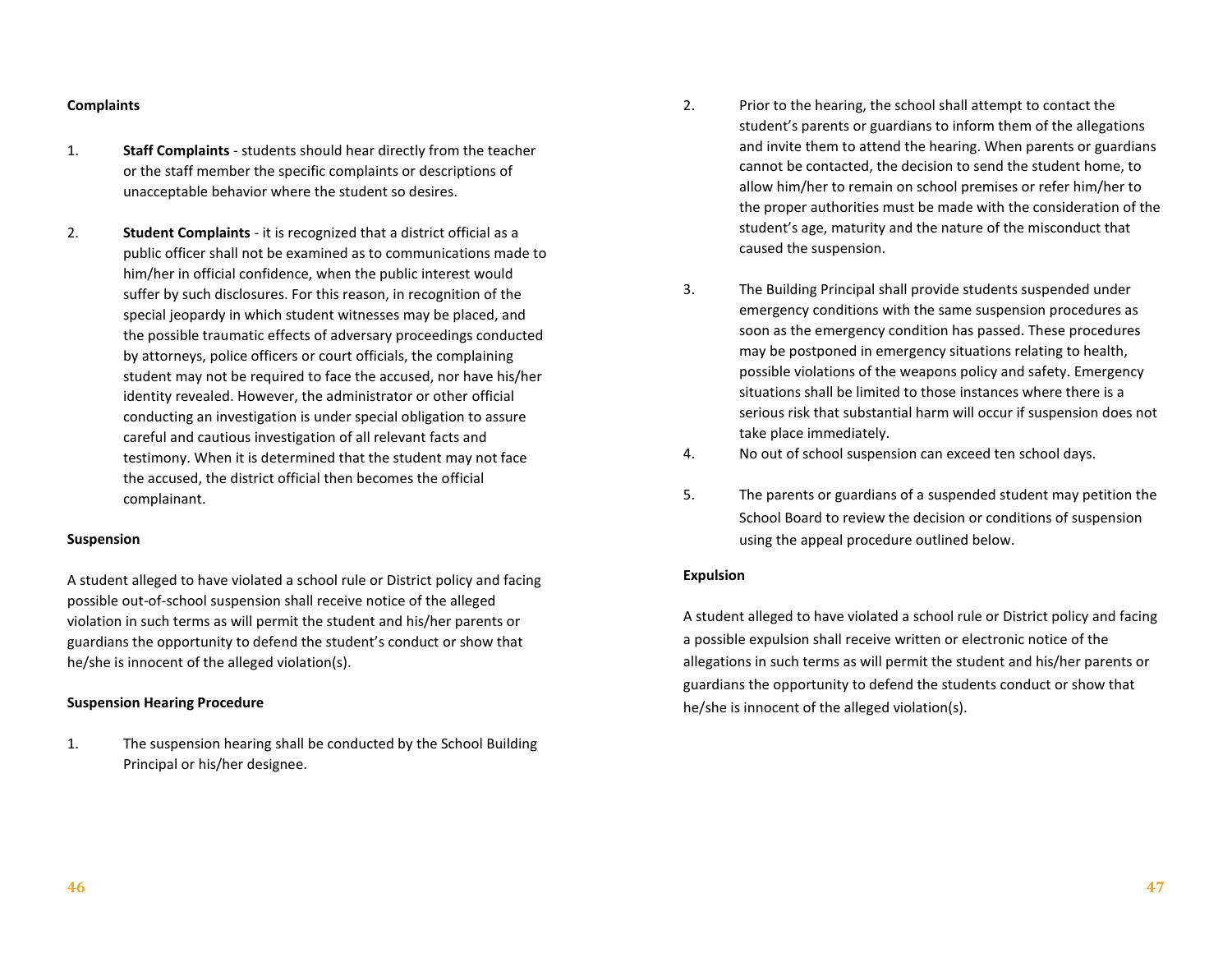**Complaints**

1. **Staff Complaints** - students should hear directly from the teacher or the staff member the specific complaints or descriptions of unacceptable behavior where the student so desires.

2. **Student Complaints** - it is recognized that a district official as a public officer shall not be examined as to communications made to him/her in official confidence, when the public interest would suffer by such disclosures. For this reason, in recognition of the special jeopardy in which student witnesses may be placed, and the possible traumatic effects of adversary proceedings conducted by attorneys, police officers or court officials, the complaining student may not be required to face the accused, nor have his/her identity revealed. However, the administrator or other official conducting an investigation is under special obligation to assure careful and cautious investigation of all relevant facts and testimony. When it is determined that the student may not face the accused, the district official then becomes the official complainant.

**Suspension**

A student alleged to have violated a school rule or District policy and facing possible out-of-school suspension shall receive notice of the alleged violation in such terms as will permit the student and his/her parents or guardians the opportunity to defend the student's conduct or show that he/she is innocent of the alleged violation(s).

**Suspension Hearing Procedure**

1. The suspension hearing shall be conducted by the School Building Principal or his/her designee.

2. Prior to the hearing, the school shall attempt to contact the student's parents or guardians to inform them of the allegations and invite them to attend the hearing. When parents or guardians cannot be contacted, the decision to send the student home, to allow him/her to remain on school premises or refer him/her to the proper authorities must be made with the consideration of the student's age, maturity and the nature of the misconduct that caused the suspension.

3. The Building Principal shall provide students suspended under emergency conditions with the same suspension procedures as soon as the emergency condition has passed. These procedures may be postponed in emergency situations relating to health, possible violations of the weapons policy and safety. Emergency situations shall be limited to those instances where there is a serious risk that substantial harm will occur if suspension does not take place immediately.

4. No out of school suspension can exceed ten school days.

5. The parents or guardians of a suspended student may petition the School Board to review the decision or conditions of suspension using the appeal procedure outlined below.

**Expulsion**

A student alleged to have violated a school rule or District policy and facing a possible expulsion shall receive written or electronic notice of the allegations in such terms as will permit the student and his/her parents or guardians the opportunity to defend the students conduct or show that he/she is innocent of the alleged violation(s).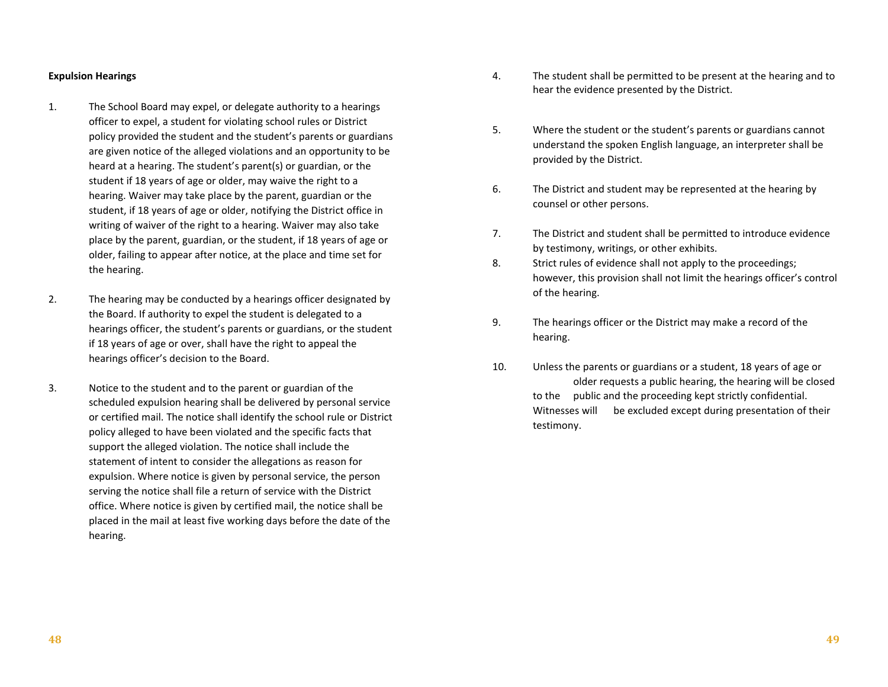**Expulsion Hearings**

1. The School Board may expel, or delegate authority to a hearings officer to expel, a student for violating school rules or District policy provided the student and the student's parents or guardians are given notice of the alleged violations and an opportunity to be heard at a hearing. The student's parent(s) or guardian, or the student if 18 years of age or older, may waive the right to a hearing. Waiver may take place by the parent, guardian or the student, if 18 years of age or older, notifying the District office in writing of waiver of the right to a hearing. Waiver may also take place by the parent, guardian, or the student, if 18 years of age or older, failing to appear after notice, at the place and time set for the hearing.

2. The hearing may be conducted by a hearings officer designated by the Board. If authority to expel the student is delegated to a hearings officer, the student's parents or guardians, or the student if 18 years of age or over, shall have the right to appeal the hearings officer's decision to the Board.

3. Notice to the student and to the parent or guardian of the scheduled expulsion hearing shall be delivered by personal service or certified mail. The notice shall identify the school rule or District policy alleged to have been violated and the specific facts that support the alleged violation. The notice shall include the statement of intent to consider the allegations as reason for expulsion. Where notice is given by personal service, the person serving the notice shall file a return of service with the District office. Where notice is given by certified mail, the notice shall be placed in the mail at least five working days before the date of the hearing.

4. The student shall be permitted to be present at the hearing and to hear the evidence presented by the District.

5. Where the student or the student's parents or guardians cannot understand the spoken English language, an interpreter shall be provided by the District.

6. The District and student may be represented at the hearing by counsel or other persons.

7. The District and student shall be permitted to introduce evidence by testimony, writings, or other exhibits.

8. Strict rules of evidence shall not apply to the proceedings; however, this provision shall not limit the hearings officer's control of the hearing.

9. The hearings officer or the District may make a record of the hearing.

10. Unless the parents or guardians or a student, 18 years of age or older requests a public hearing, the hearing will be closed to the public and the proceeding kept strictly confidential. Witnesses will be excluded except during presentation of their testimony.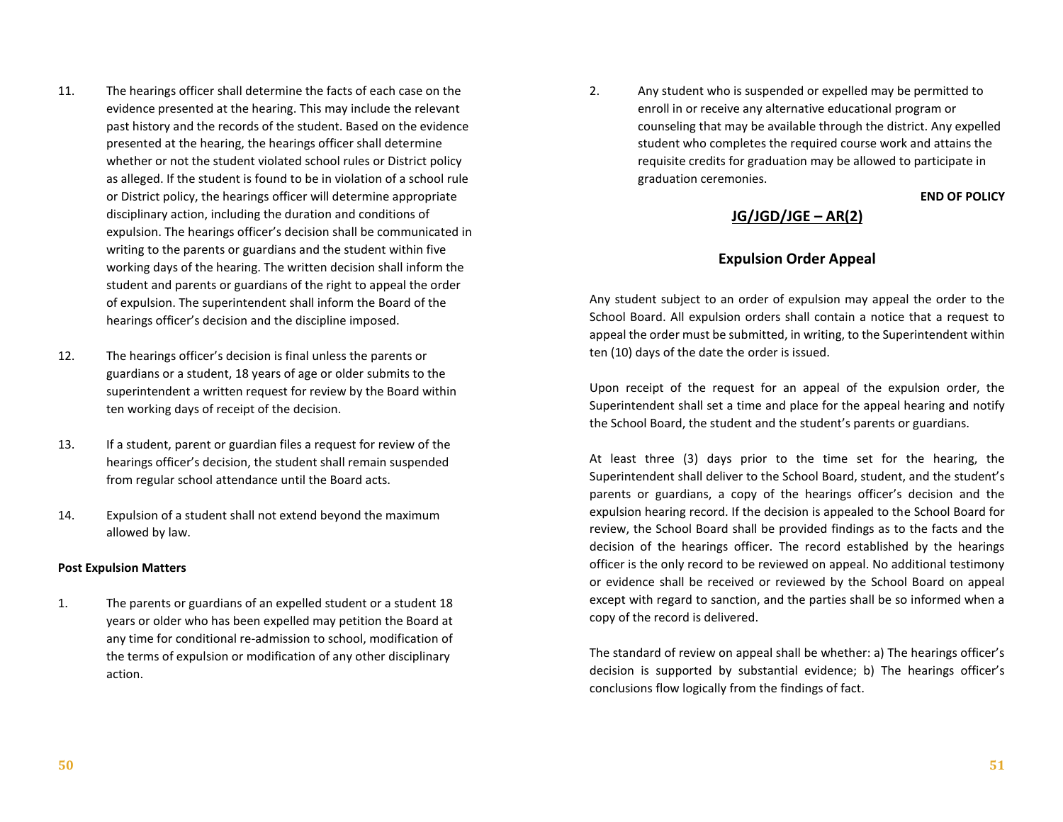11. The hearings officer shall determine the facts of each case on the evidence presented at the hearing. This may include the relevant past history and the records of the student. Based on the evidence presented at the hearing, the hearings officer shall determine whether or not the student violated school rules or District policy as alleged. If the student is found to be in violation of a school rule or District policy, the hearings officer will determine appropriate disciplinary action, including the duration and conditions of expulsion. The hearings officer's decision shall be communicated in writing to the parents or guardians and the student within five working days of the hearing. The written decision shall inform the student and parents or guardians of the right to appeal the order of expulsion. The superintendent shall inform the Board of the hearings officer's decision and the discipline imposed.

12. The hearings officer's decision is final unless the parents or guardians or a student, 18 years of age or older submits to the superintendent a written request for review by the Board within ten working days of receipt of the decision.

13. If a student, parent or guardian files a request for review of the hearings officer's decision, the student shall remain suspended from regular school attendance until the Board acts.

14. Expulsion of a student shall not extend beyond the maximum allowed by law.

**Post Expulsion Matters**

1. The parents or guardians of an expelled student or a student 18 years or older who has been expelled may petition the Board at any time for conditional re-admission to school, modification of the terms of expulsion or modification of any other disciplinary action.

2. Any student who is suspended or expelled may be permitted to enroll in or receive any alternative educational program or counseling that may be available through the district. Any expelled student who completes the required course work and attains the requisite credits for graduation may be allowed to participate in graduation ceremonies.

**END OF POLICY**

## <u>JG/JGD/JGE – AR(2)</u>

### Expulsion Order Appeal

Any student subject to an order of expulsion may appeal the order to the School Board. All expulsion orders shall contain a notice that a request to appeal the order must be submitted, in writing, to the Superintendent within ten (10) days of the date the order is issued.

Upon receipt of the request for an appeal of the expulsion order, the Superintendent shall set a time and place for the appeal hearing and notify the School Board, the student and the student's parents or guardians.

At least three (3) days prior to the time set for the hearing, the Superintendent shall deliver to the School Board, student, and the student's parents or guardians, a copy of the hearings officer's decision and the expulsion hearing record. If the decision is appealed to the School Board for review, the School Board shall be provided findings as to the facts and the decision of the hearings officer. The record established by the hearings officer is the only record to be reviewed on appeal. No additional testimony or evidence shall be received or reviewed by the School Board on appeal except with regard to sanction, and the parties shall be so informed when a copy of the record is delivered.

The standard of review on appeal shall be whether: a) The hearings officer's decision is supported by substantial evidence; b) The hearings officer's conclusions flow logically from the findings of fact.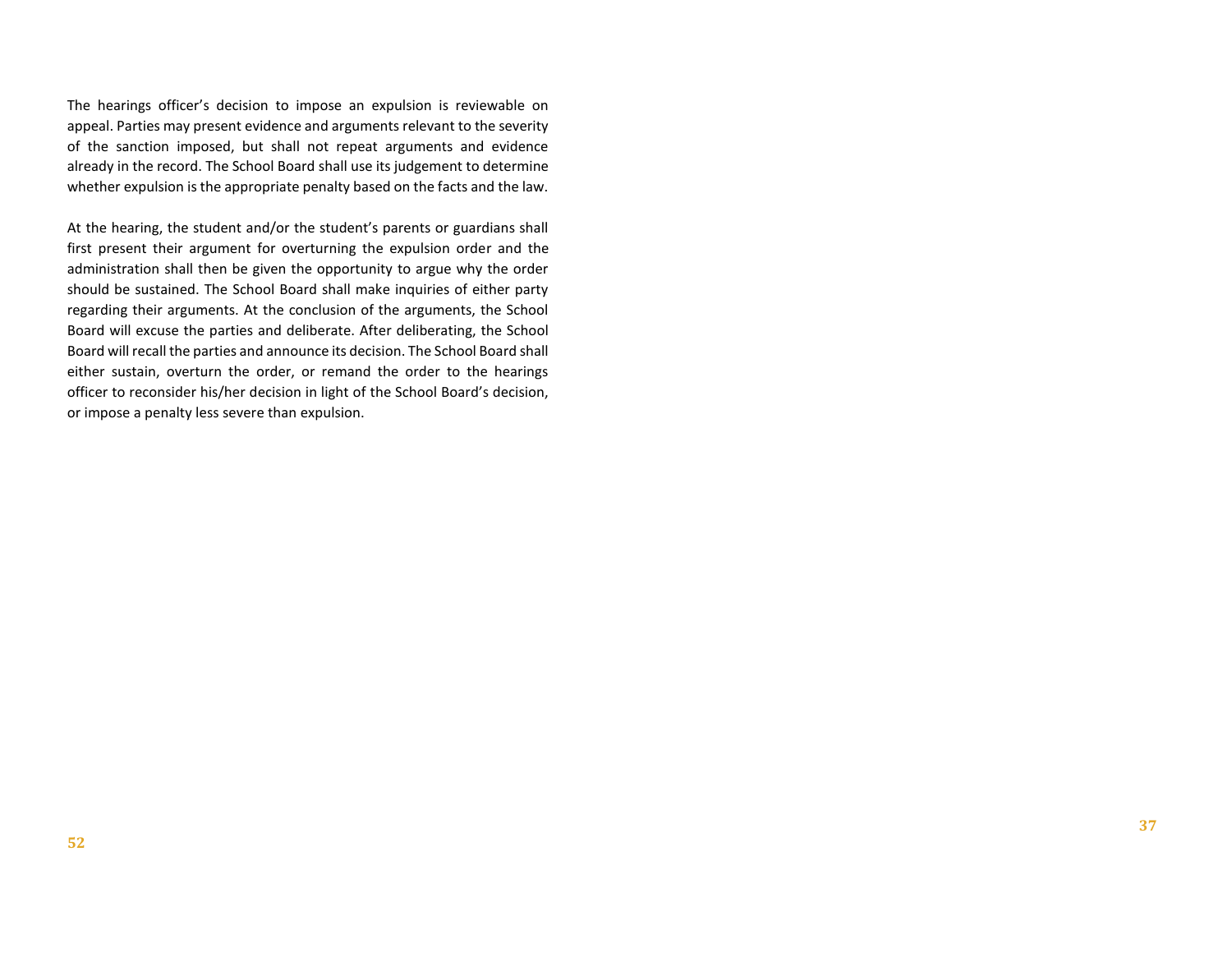The hearings officer's decision to impose an expulsion is reviewable on appeal. Parties may present evidence and arguments relevant to the severity of the sanction imposed, but shall not repeat arguments and evidence already in the record. The School Board shall use its judgement to determine whether expulsion is the appropriate penalty based on the facts and the law.

At the hearing, the student and/or the student's parents or guardians shall first present their argument for overturning the expulsion order and the administration shall then be given the opportunity to argue why the order should be sustained. The School Board shall make inquiries of either party regarding their arguments. At the conclusion of the arguments, the School Board will excuse the parties and deliberate. After deliberating, the School Board will recall the parties and announce its decision. The School Board shall either sustain, overturn the order, or remand the order to the hearings officer to reconsider his/her decision in light of the School Board's decision, or impose a penalty less severe than expulsion.